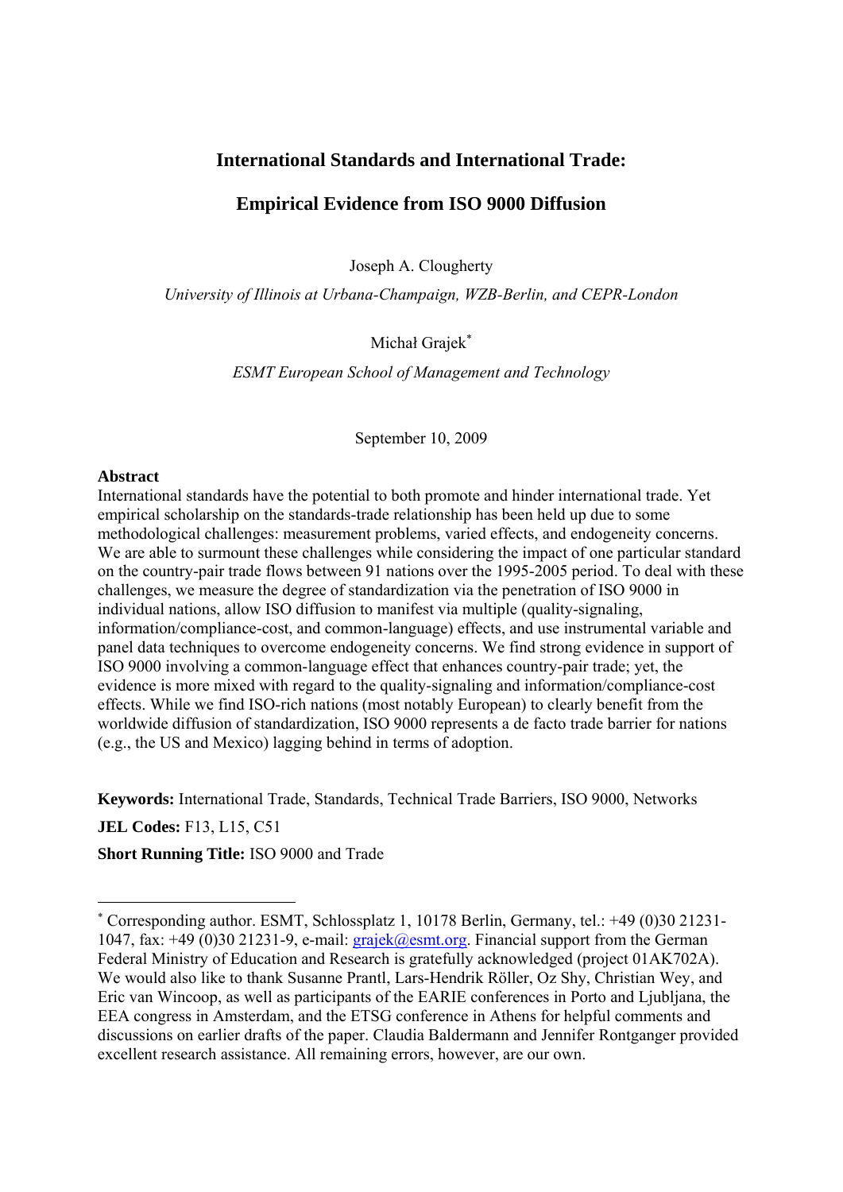# International Standards and International Trade:

# Empirical Evidence from ISO 9000 Diffusion

Joseph A. Clougherty

*University of Illinois at Urbana-Champaign, WZB-Berlin, and CEPR-London*

Michał Grajek*

*ESMT European School of Management and Technology*

September 10, 2009

**Abstract**

International standards have the potential to both promote and hinder international trade. Yet empirical scholarship on the standards-trade relationship has been held up due to some methodological challenges: measurement problems, varied effects, and endogeneity concerns. We are able to surmount these challenges while considering the impact of one particular standard on the country-pair trade flows between 91 nations over the 1995-2005 period. To deal with these challenges, we measure the degree of standardization via the penetration of ISO 9000 in individual nations, allow ISO diffusion to manifest via multiple (quality-signaling, information/compliance-cost, and common-language) effects, and use instrumental variable and panel data techniques to overcome endogeneity concerns. We find strong evidence in support of ISO 9000 involving a common-language effect that enhances country-pair trade; yet, the evidence is more mixed with regard to the quality-signaling and information/compliance-cost effects. While we find ISO-rich nations (most notably European) to clearly benefit from the worldwide diffusion of standardization, ISO 9000 represents a de facto trade barrier for nations (e.g., the US and Mexico) lagging behind in terms of adoption.

**Keywords:** International Trade, Standards, Technical Trade Barriers, ISO 9000, Networks

**JEL Codes:** F13, L15, C51

**Short Running Title:** ISO 9000 and Trade

---

* Corresponding author. ESMT, Schlossplatz 1, 10178 Berlin, Germany, tel.: +49 (0)30 21231-1047, fax: +49 (0)30 21231-9, e-mail: grajek@esmt.org. Financial support from the German Federal Ministry of Education and Research is gratefully acknowledged (project 01AK702A). We would also like to thank Susanne Prantl, Lars-Hendrik Röller, Oz Shy, Christian Wey, and Eric van Wincoop, as well as participants of the EARIE conferences in Porto and Ljubljana, the EEA congress in Amsterdam, and the ETSG conference in Athens for helpful comments and discussions on earlier drafts of the paper. Claudia Baldermann and Jennifer Rontganger provided excellent research assistance. All remaining errors, however, are our own.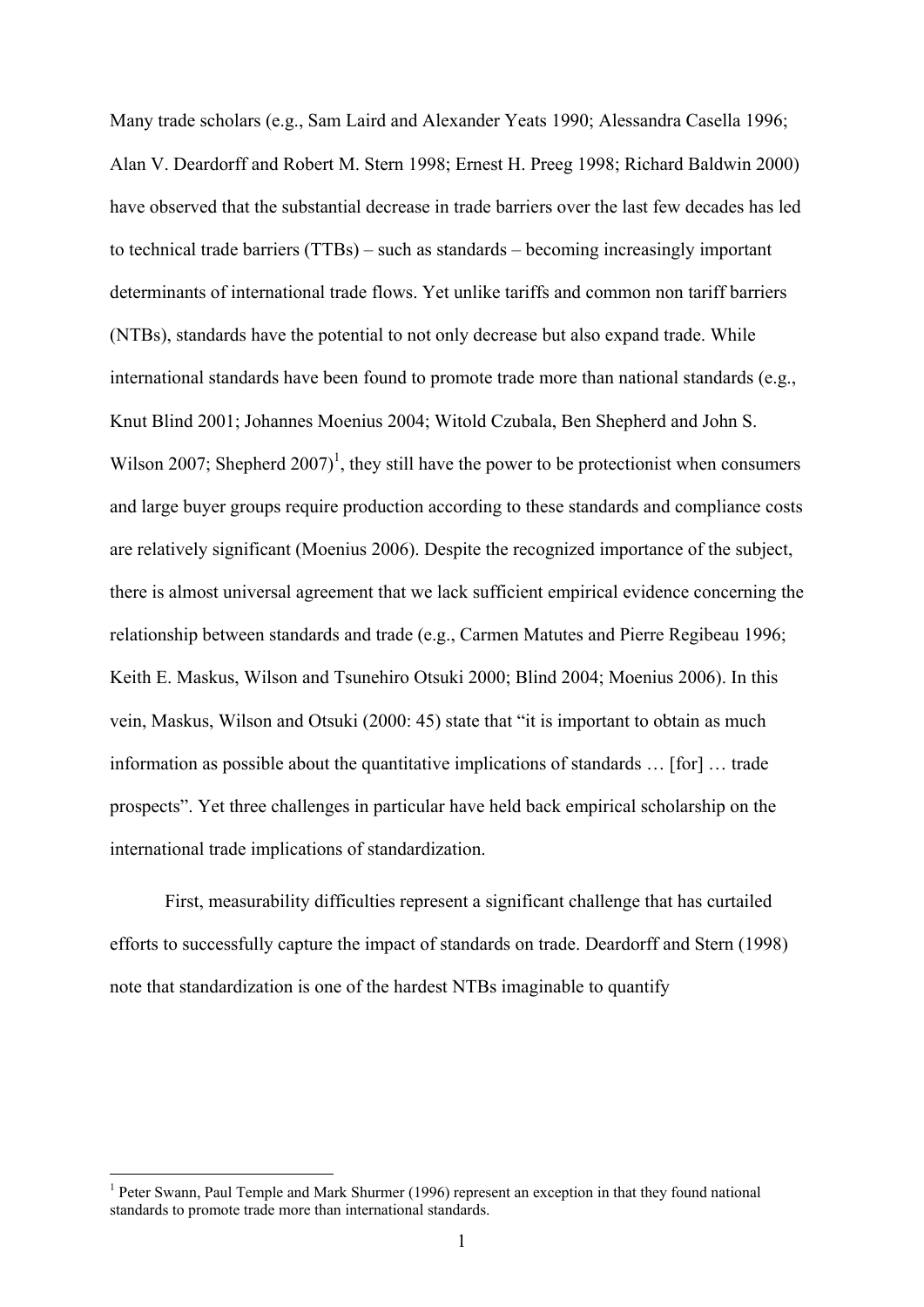Many trade scholars (e.g., Sam Laird and Alexander Yeats 1990; Alessandra Casella 1996; Alan V. Deardorff and Robert M. Stern 1998; Ernest H. Preeg 1998; Richard Baldwin 2000) have observed that the substantial decrease in trade barriers over the last few decades has led to technical trade barriers (TTBs) – such as standards – becoming increasingly important determinants of international trade flows. Yet unlike tariffs and common non tariff barriers (NTBs), standards have the potential to not only decrease but also expand trade. While international standards have been found to promote trade more than national standards (e.g., Knut Blind 2001; Johannes Moenius 2004; Witold Czubala, Ben Shepherd and John S. Wilson 2007; Shepherd 2007)[1], they still have the power to be protectionist when consumers and large buyer groups require production according to these standards and compliance costs are relatively significant (Moenius 2006). Despite the recognized importance of the subject, there is almost universal agreement that we lack sufficient empirical evidence concerning the relationship between standards and trade (e.g., Carmen Matutes and Pierre Regibeau 1996; Keith E. Maskus, Wilson and Tsunehiro Otsuki 2000; Blind 2004; Moenius 2006). In this vein, Maskus, Wilson and Otsuki (2000: 45) state that "it is important to obtain as much information as possible about the quantitative implications of standards … [for] … trade prospects". Yet three challenges in particular have held back empirical scholarship on the international trade implications of standardization.

First, measurability difficulties represent a significant challenge that has curtailed efforts to successfully capture the impact of standards on trade. Deardorff and Stern (1998) note that standardization is one of the hardest NTBs imaginable to quantify

[1] Peter Swann, Paul Temple and Mark Shurmer (1996) represent an exception in that they found national standards to promote trade more than international standards.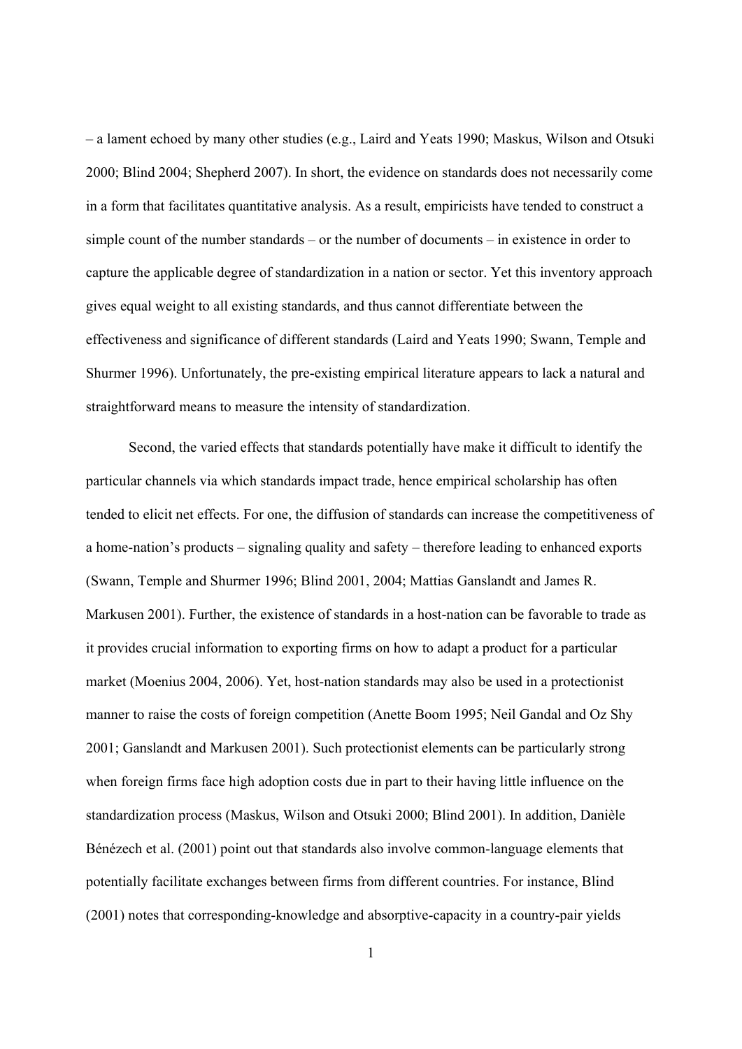– a lament echoed by many other studies (e.g., Laird and Yeats 1990; Maskus, Wilson and Otsuki 2000; Blind 2004; Shepherd 2007). In short, the evidence on standards does not necessarily come in a form that facilitates quantitative analysis. As a result, empiricists have tended to construct a simple count of the number standards – or the number of documents – in existence in order to capture the applicable degree of standardization in a nation or sector. Yet this inventory approach gives equal weight to all existing standards, and thus cannot differentiate between the effectiveness and significance of different standards (Laird and Yeats 1990; Swann, Temple and Shurmer 1996). Unfortunately, the pre-existing empirical literature appears to lack a natural and straightforward means to measure the intensity of standardization.

Second, the varied effects that standards potentially have make it difficult to identify the particular channels via which standards impact trade, hence empirical scholarship has often tended to elicit net effects. For one, the diffusion of standards can increase the competitiveness of a home-nation's products – signaling quality and safety – therefore leading to enhanced exports (Swann, Temple and Shurmer 1996; Blind 2001, 2004; Mattias Ganslandt and James R. Markusen 2001). Further, the existence of standards in a host-nation can be favorable to trade as it provides crucial information to exporting firms on how to adapt a product for a particular market (Moenius 2004, 2006). Yet, host-nation standards may also be used in a protectionist manner to raise the costs of foreign competition (Anette Boom 1995; Neil Gandal and Oz Shy 2001; Ganslandt and Markusen 2001). Such protectionist elements can be particularly strong when foreign firms face high adoption costs due in part to their having little influence on the standardization process (Maskus, Wilson and Otsuki 2000; Blind 2001). In addition, Danièle Bénézech et al. (2001) point out that standards also involve common-language elements that potentially facilitate exchanges between firms from different countries. For instance, Blind (2001) notes that corresponding-knowledge and absorptive-capacity in a country-pair yields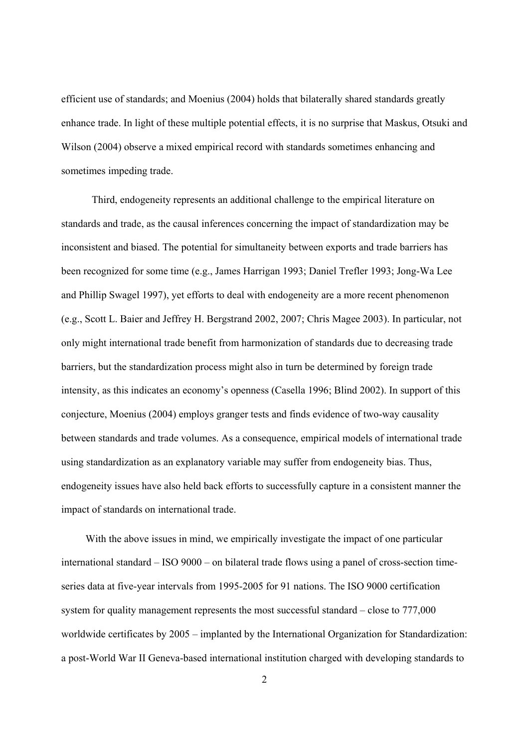efficient use of standards; and Moenius (2004) holds that bilaterally shared standards greatly enhance trade. In light of these multiple potential effects, it is no surprise that Maskus, Otsuki and Wilson (2004) observe a mixed empirical record with standards sometimes enhancing and sometimes impeding trade.

Third, endogeneity represents an additional challenge to the empirical literature on standards and trade, as the causal inferences concerning the impact of standardization may be inconsistent and biased. The potential for simultaneity between exports and trade barriers has been recognized for some time (e.g., James Harrigan 1993; Daniel Trefler 1993; Jong-Wa Lee and Phillip Swagel 1997), yet efforts to deal with endogeneity are a more recent phenomenon (e.g., Scott L. Baier and Jeffrey H. Bergstrand 2002, 2007; Chris Magee 2003). In particular, not only might international trade benefit from harmonization of standards due to decreasing trade barriers, but the standardization process might also in turn be determined by foreign trade intensity, as this indicates an economy's openness (Casella 1996; Blind 2002). In support of this conjecture, Moenius (2004) employs granger tests and finds evidence of two-way causality between standards and trade volumes. As a consequence, empirical models of international trade using standardization as an explanatory variable may suffer from endogeneity bias. Thus, endogeneity issues have also held back efforts to successfully capture in a consistent manner the impact of standards on international trade.

With the above issues in mind, we empirically investigate the impact of one particular international standard – ISO 9000 – on bilateral trade flows using a panel of cross-section time-series data at five-year intervals from 1995-2005 for 91 nations. The ISO 9000 certification system for quality management represents the most successful standard – close to 777,000 worldwide certificates by 2005 – implanted by the International Organization for Standardization: a post-World War II Geneva-based international institution charged with developing standards to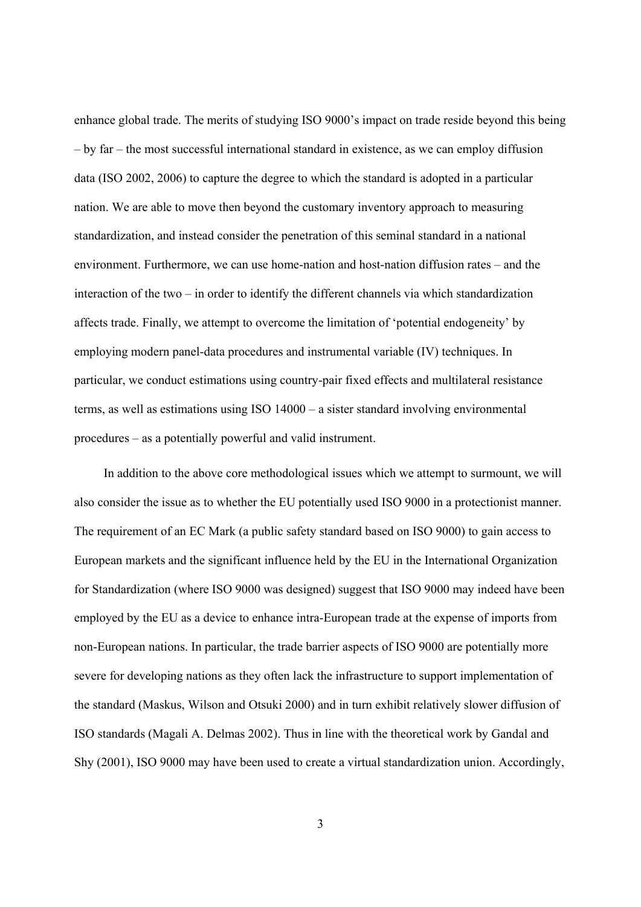enhance global trade. The merits of studying ISO 9000's impact on trade reside beyond this being – by far – the most successful international standard in existence, as we can employ diffusion data (ISO 2002, 2006) to capture the degree to which the standard is adopted in a particular nation. We are able to move then beyond the customary inventory approach to measuring standardization, and instead consider the penetration of this seminal standard in a national environment. Furthermore, we can use home-nation and host-nation diffusion rates – and the interaction of the two – in order to identify the different channels via which standardization affects trade. Finally, we attempt to overcome the limitation of 'potential endogeneity' by employing modern panel-data procedures and instrumental variable (IV) techniques. In particular, we conduct estimations using country-pair fixed effects and multilateral resistance terms, as well as estimations using ISO 14000 – a sister standard involving environmental procedures – as a potentially powerful and valid instrument.

In addition to the above core methodological issues which we attempt to surmount, we will also consider the issue as to whether the EU potentially used ISO 9000 in a protectionist manner. The requirement of an EC Mark (a public safety standard based on ISO 9000) to gain access to European markets and the significant influence held by the EU in the International Organization for Standardization (where ISO 9000 was designed) suggest that ISO 9000 may indeed have been employed by the EU as a device to enhance intra-European trade at the expense of imports from non-European nations. In particular, the trade barrier aspects of ISO 9000 are potentially more severe for developing nations as they often lack the infrastructure to support implementation of the standard (Maskus, Wilson and Otsuki 2000) and in turn exhibit relatively slower diffusion of ISO standards (Magali A. Delmas 2002). Thus in line with the theoretical work by Gandal and Shy (2001), ISO 9000 may have been used to create a virtual standardization union. Accordingly,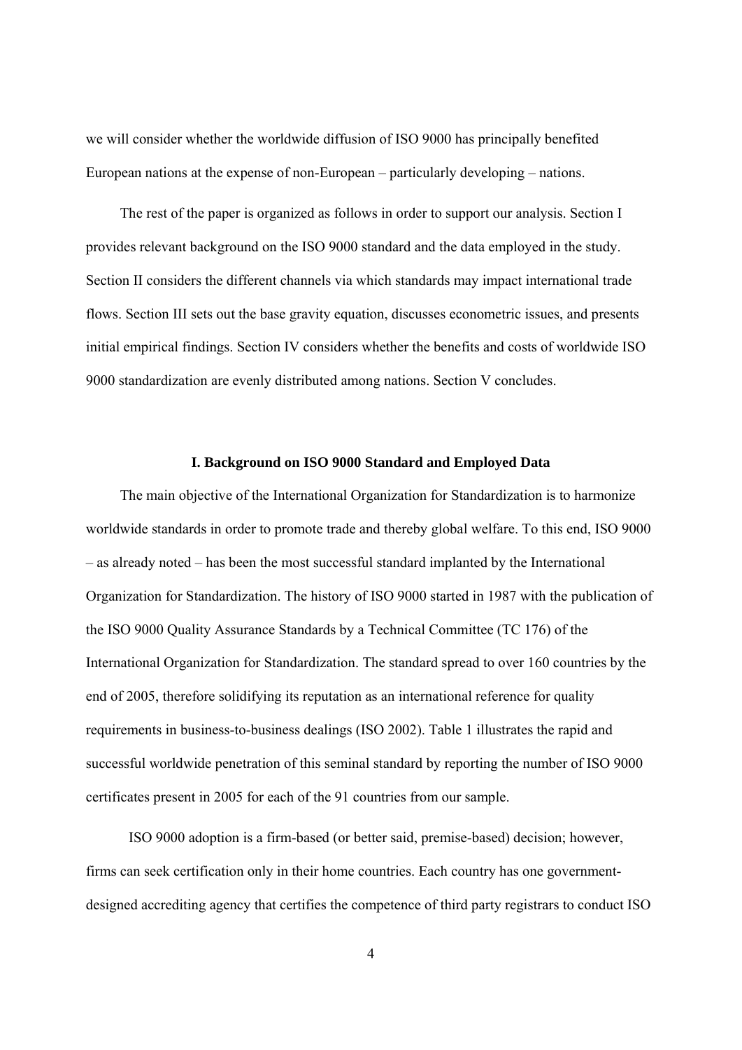we will consider whether the worldwide diffusion of ISO 9000 has principally benefited European nations at the expense of non-European – particularly developing – nations.

The rest of the paper is organized as follows in order to support our analysis. Section I provides relevant background on the ISO 9000 standard and the data employed in the study. Section II considers the different channels via which standards may impact international trade flows. Section III sets out the base gravity equation, discusses econometric issues, and presents initial empirical findings. Section IV considers whether the benefits and costs of worldwide ISO 9000 standardization are evenly distributed among nations. Section V concludes.

## I. Background on ISO 9000 Standard and Employed Data

The main objective of the International Organization for Standardization is to harmonize worldwide standards in order to promote trade and thereby global welfare. To this end, ISO 9000 – as already noted – has been the most successful standard implanted by the International Organization for Standardization. The history of ISO 9000 started in 1987 with the publication of the ISO 9000 Quality Assurance Standards by a Technical Committee (TC 176) of the International Organization for Standardization. The standard spread to over 160 countries by the end of 2005, therefore solidifying its reputation as an international reference for quality requirements in business-to-business dealings (ISO 2002). Table 1 illustrates the rapid and successful worldwide penetration of this seminal standard by reporting the number of ISO 9000 certificates present in 2005 for each of the 91 countries from our sample.

ISO 9000 adoption is a firm-based (or better said, premise-based) decision; however, firms can seek certification only in their home countries. Each country has one government-designed accrediting agency that certifies the competence of third party registrars to conduct ISO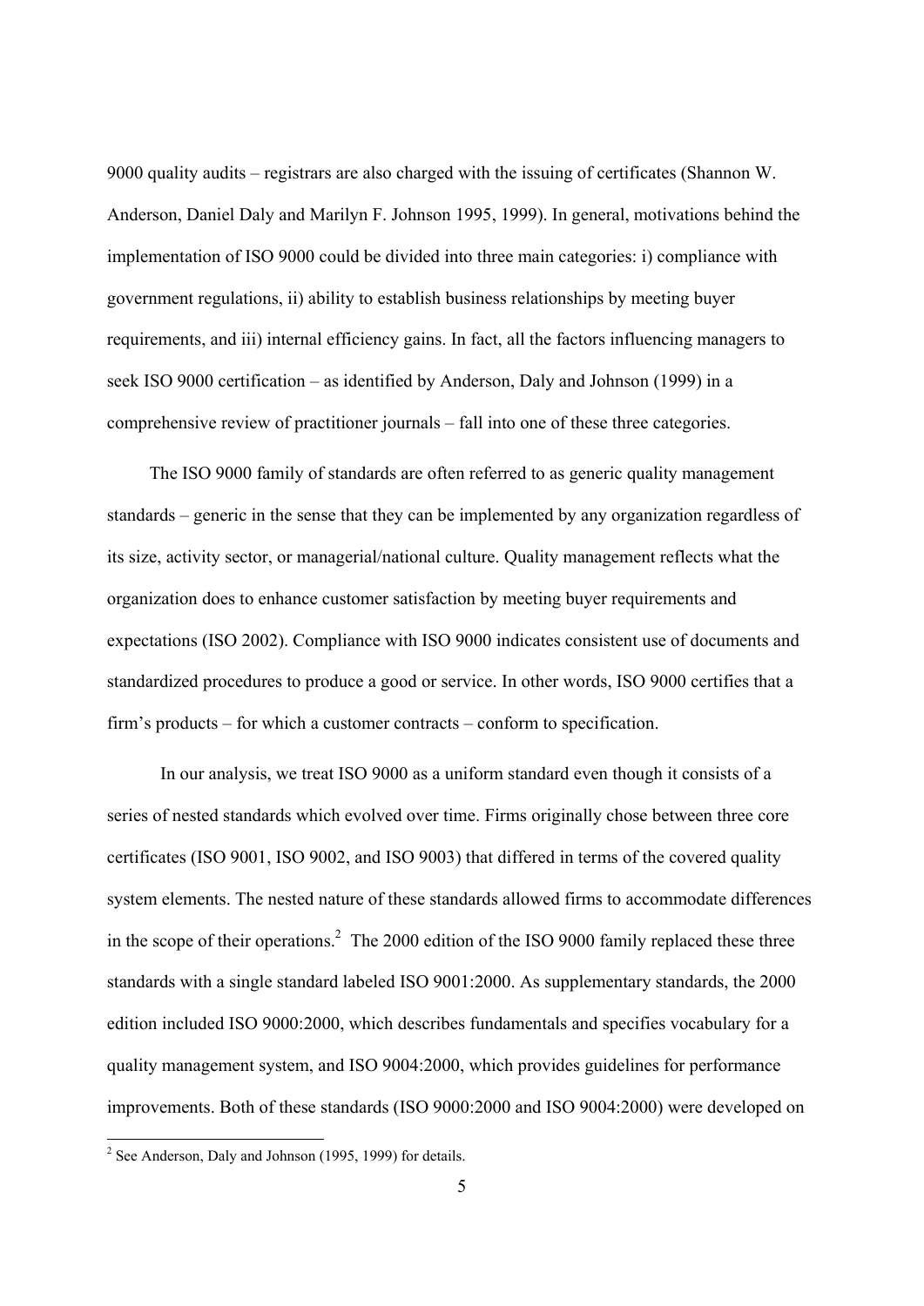9000 quality audits – registrars are also charged with the issuing of certificates (Shannon W. Anderson, Daniel Daly and Marilyn F. Johnson 1995, 1999). In general, motivations behind the implementation of ISO 9000 could be divided into three main categories: i) compliance with government regulations, ii) ability to establish business relationships by meeting buyer requirements, and iii) internal efficiency gains. In fact, all the factors influencing managers to seek ISO 9000 certification – as identified by Anderson, Daly and Johnson (1999) in a comprehensive review of practitioner journals – fall into one of these three categories.

The ISO 9000 family of standards are often referred to as generic quality management standards – generic in the sense that they can be implemented by any organization regardless of its size, activity sector, or managerial/national culture. Quality management reflects what the organization does to enhance customer satisfaction by meeting buyer requirements and expectations (ISO 2002). Compliance with ISO 9000 indicates consistent use of documents and standardized procedures to produce a good or service. In other words, ISO 9000 certifies that a firm's products – for which a customer contracts – conform to specification.

In our analysis, we treat ISO 9000 as a uniform standard even though it consists of a series of nested standards which evolved over time. Firms originally chose between three core certificates (ISO 9001, ISO 9002, and ISO 9003) that differed in terms of the covered quality system elements. The nested nature of these standards allowed firms to accommodate differences in the scope of their operations.[2] The 2000 edition of the ISO 9000 family replaced these three standards with a single standard labeled ISO 9001:2000. As supplementary standards, the 2000 edition included ISO 9000:2000, which describes fundamentals and specifies vocabulary for a quality management system, and ISO 9004:2000, which provides guidelines for performance improvements. Both of these standards (ISO 9000:2000 and ISO 9004:2000) were developed on

[2] See Anderson, Daly and Johnson (1995, 1999) for details.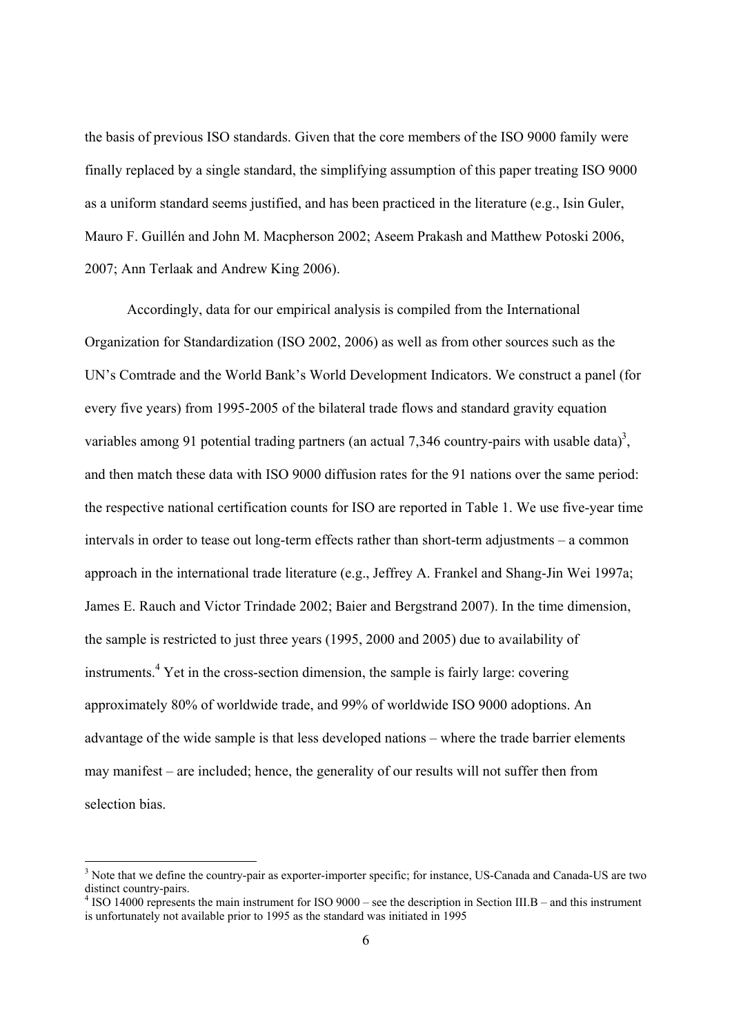the basis of previous ISO standards. Given that the core members of the ISO 9000 family were finally replaced by a single standard, the simplifying assumption of this paper treating ISO 9000 as a uniform standard seems justified, and has been practiced in the literature (e.g., Isin Guler, Mauro F. Guillén and John M. Macpherson 2002; Aseem Prakash and Matthew Potoski 2006, 2007; Ann Terlaak and Andrew King 2006).

Accordingly, data for our empirical analysis is compiled from the International Organization for Standardization (ISO 2002, 2006) as well as from other sources such as the UN's Comtrade and the World Bank's World Development Indicators. We construct a panel (for every five years) from 1995-2005 of the bilateral trade flows and standard gravity equation variables among 91 potential trading partners (an actual 7,346 country-pairs with usable data)[3], and then match these data with ISO 9000 diffusion rates for the 91 nations over the same period: the respective national certification counts for ISO are reported in Table 1. We use five-year time intervals in order to tease out long-term effects rather than short-term adjustments – a common approach in the international trade literature (e.g., Jeffrey A. Frankel and Shang-Jin Wei 1997a; James E. Rauch and Victor Trindade 2002; Baier and Bergstrand 2007). In the time dimension, the sample is restricted to just three years (1995, 2000 and 2005) due to availability of instruments.[4] Yet in the cross-section dimension, the sample is fairly large: covering approximately 80% of worldwide trade, and 99% of worldwide ISO 9000 adoptions. An advantage of the wide sample is that less developed nations – where the trade barrier elements may manifest – are included; hence, the generality of our results will not suffer then from selection bias.

---

[3] Note that we define the country-pair as exporter-importer specific; for instance, US-Canada and Canada-US are two distinct country-pairs.

[4] ISO 14000 represents the main instrument for ISO 9000 – see the description in Section III.B – and this instrument is unfortunately not available prior to 1995 as the standard was initiated in 1995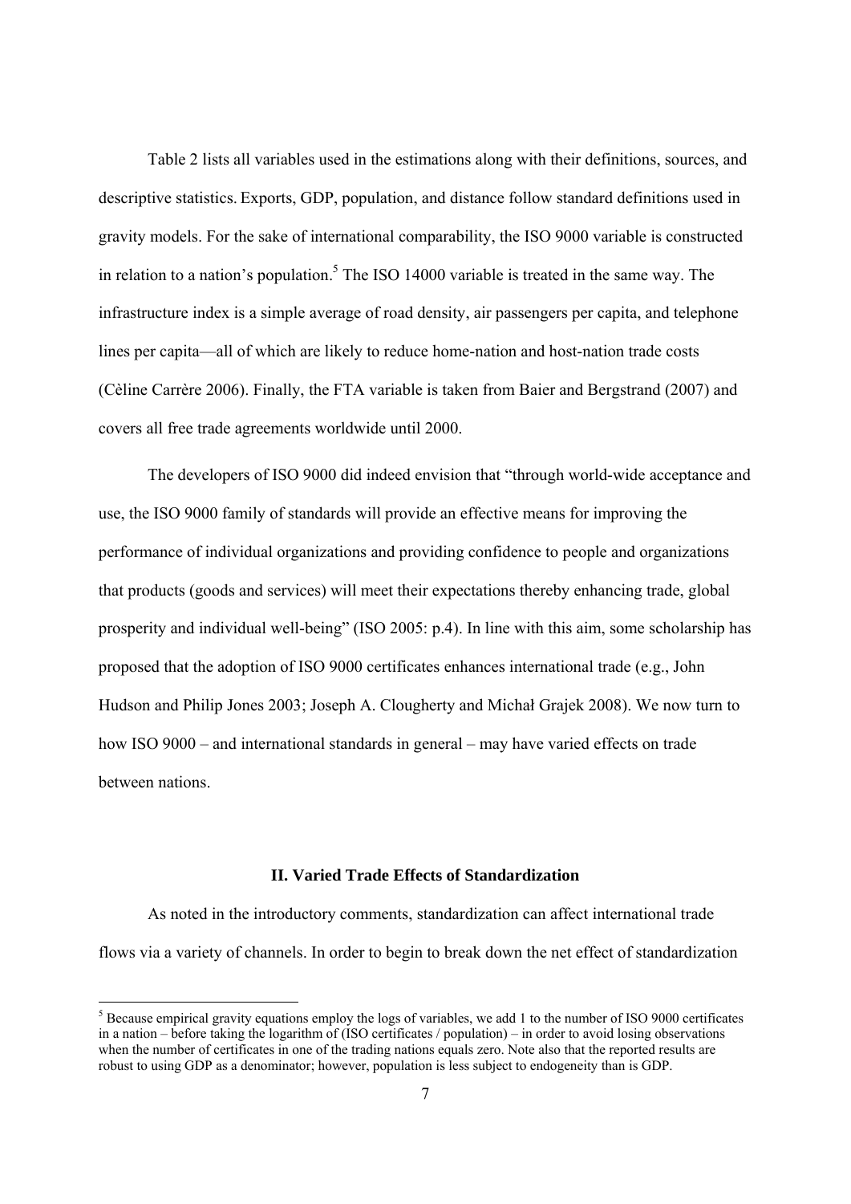Table 2 lists all variables used in the estimations along with their definitions, sources, and descriptive statistics. Exports, GDP, population, and distance follow standard definitions used in gravity models. For the sake of international comparability, the ISO 9000 variable is constructed in relation to a nation's population.[5] The ISO 14000 variable is treated in the same way. The infrastructure index is a simple average of road density, air passengers per capita, and telephone lines per capita—all of which are likely to reduce home-nation and host-nation trade costs (Cèline Carrère 2006). Finally, the FTA variable is taken from Baier and Bergstrand (2007) and covers all free trade agreements worldwide until 2000.

The developers of ISO 9000 did indeed envision that "through world-wide acceptance and use, the ISO 9000 family of standards will provide an effective means for improving the performance of individual organizations and providing confidence to people and organizations that products (goods and services) will meet their expectations thereby enhancing trade, global prosperity and individual well-being" (ISO 2005: p.4). In line with this aim, some scholarship has proposed that the adoption of ISO 9000 certificates enhances international trade (e.g., John Hudson and Philip Jones 2003; Joseph A. Clougherty and Michał Grajek 2008). We now turn to how ISO 9000 – and international standards in general – may have varied effects on trade between nations.

## II. Varied Trade Effects of Standardization

As noted in the introductory comments, standardization can affect international trade flows via a variety of channels. In order to begin to break down the net effect of standardization

[5] Because empirical gravity equations employ the logs of variables, we add 1 to the number of ISO 9000 certificates in a nation – before taking the logarithm of (ISO certificates / population) – in order to avoid losing observations when the number of certificates in one of the trading nations equals zero. Note also that the reported results are robust to using GDP as a denominator; however, population is less subject to endogeneity than is GDP.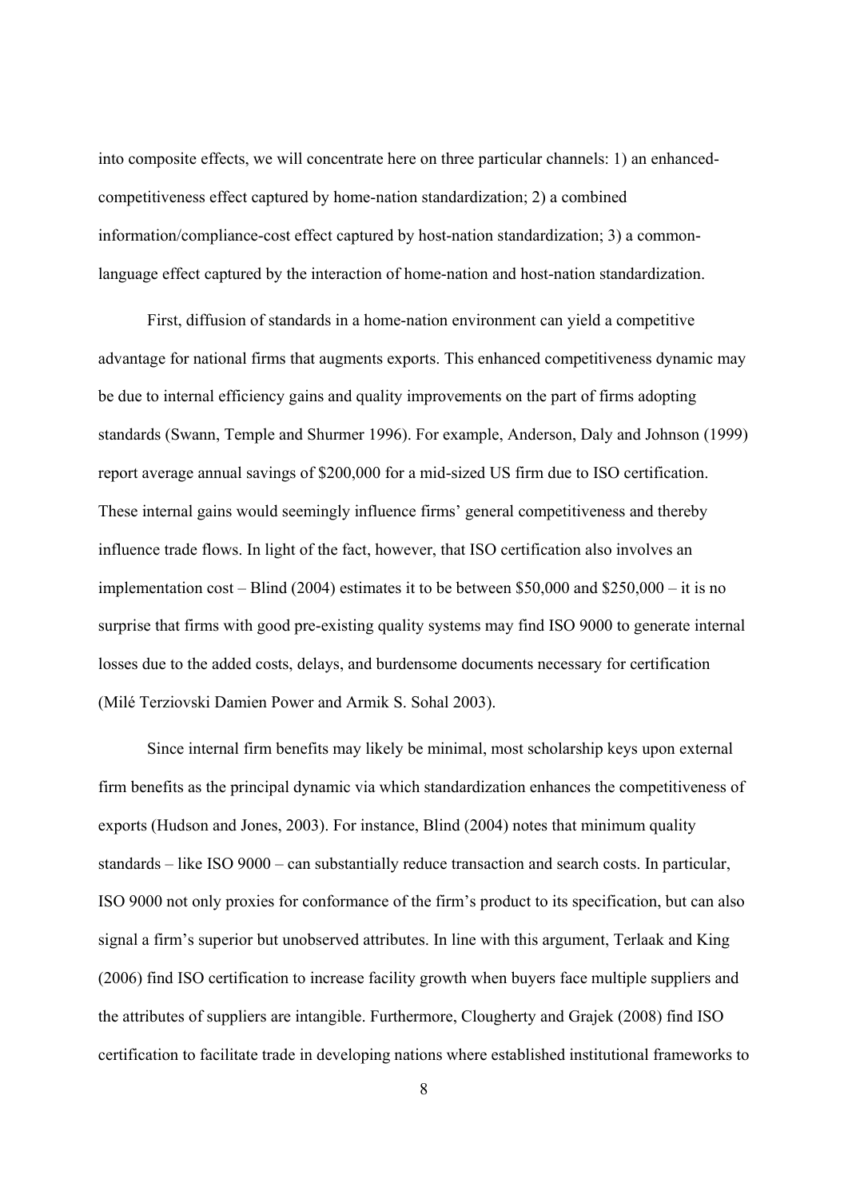into composite effects, we will concentrate here on three particular channels: 1) an enhanced-competitiveness effect captured by home-nation standardization; 2) a combined information/compliance-cost effect captured by host-nation standardization; 3) a common-language effect captured by the interaction of home-nation and host-nation standardization.

First, diffusion of standards in a home-nation environment can yield a competitive advantage for national firms that augments exports. This enhanced competitiveness dynamic may be due to internal efficiency gains and quality improvements on the part of firms adopting standards (Swann, Temple and Shurmer 1996). For example, Anderson, Daly and Johnson (1999) report average annual savings of $200,000 for a mid-sized US firm due to ISO certification. These internal gains would seemingly influence firms' general competitiveness and thereby influence trade flows. In light of the fact, however, that ISO certification also involves an implementation cost – Blind (2004) estimates it to be between $50,000 and $250,000 – it is no surprise that firms with good pre-existing quality systems may find ISO 9000 to generate internal losses due to the added costs, delays, and burdensome documents necessary for certification (Milé Terziovski Damien Power and Armik S. Sohal 2003).

Since internal firm benefits may likely be minimal, most scholarship keys upon external firm benefits as the principal dynamic via which standardization enhances the competitiveness of exports (Hudson and Jones, 2003). For instance, Blind (2004) notes that minimum quality standards – like ISO 9000 – can substantially reduce transaction and search costs. In particular, ISO 9000 not only proxies for conformance of the firm's product to its specification, but can also signal a firm's superior but unobserved attributes. In line with this argument, Terlaak and King (2006) find ISO certification to increase facility growth when buyers face multiple suppliers and the attributes of suppliers are intangible. Furthermore, Clougherty and Grajek (2008) find ISO certification to facilitate trade in developing nations where established institutional frameworks to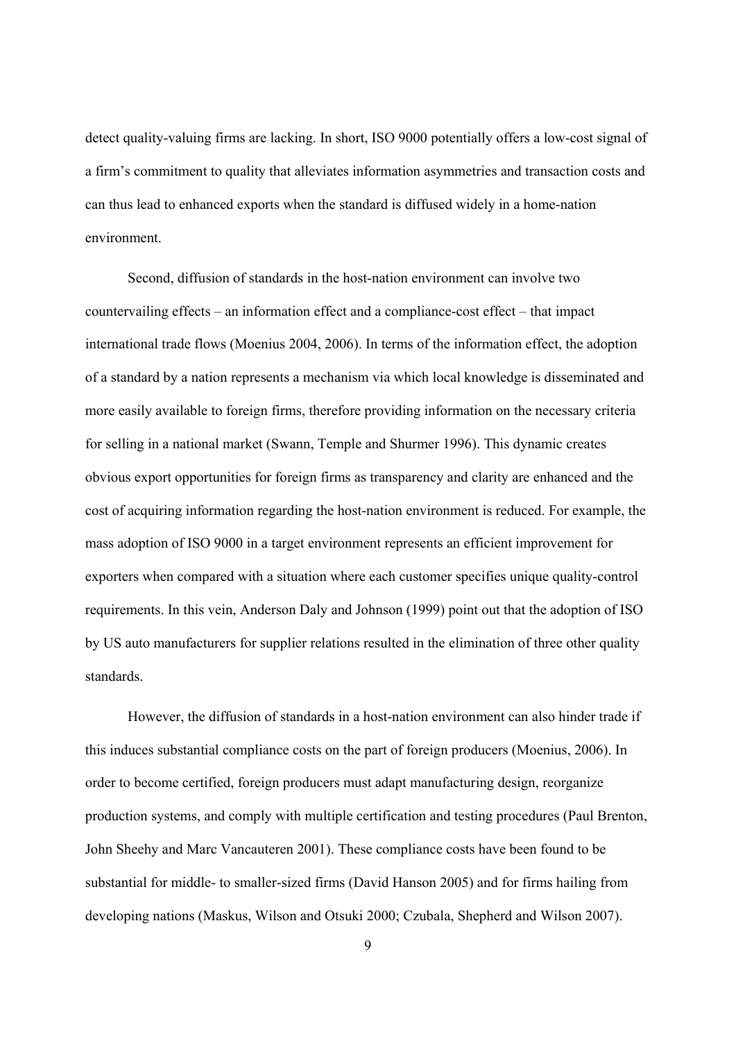detect quality-valuing firms are lacking. In short, ISO 9000 potentially offers a low-cost signal of a firm's commitment to quality that alleviates information asymmetries and transaction costs and can thus lead to enhanced exports when the standard is diffused widely in a home-nation environment.

Second, diffusion of standards in the host-nation environment can involve two countervailing effects – an information effect and a compliance-cost effect – that impact international trade flows (Moenius 2004, 2006). In terms of the information effect, the adoption of a standard by a nation represents a mechanism via which local knowledge is disseminated and more easily available to foreign firms, therefore providing information on the necessary criteria for selling in a national market (Swann, Temple and Shurmer 1996). This dynamic creates obvious export opportunities for foreign firms as transparency and clarity are enhanced and the cost of acquiring information regarding the host-nation environment is reduced. For example, the mass adoption of ISO 9000 in a target environment represents an efficient improvement for exporters when compared with a situation where each customer specifies unique quality-control requirements. In this vein, Anderson Daly and Johnson (1999) point out that the adoption of ISO by US auto manufacturers for supplier relations resulted in the elimination of three other quality standards.

However, the diffusion of standards in a host-nation environment can also hinder trade if this induces substantial compliance costs on the part of foreign producers (Moenius, 2006). In order to become certified, foreign producers must adapt manufacturing design, reorganize production systems, and comply with multiple certification and testing procedures (Paul Brenton, John Sheehy and Marc Vancauteren 2001). These compliance costs have been found to be substantial for middle- to smaller-sized firms (David Hanson 2005) and for firms hailing from developing nations (Maskus, Wilson and Otsuki 2000; Czubala, Shepherd and Wilson 2007).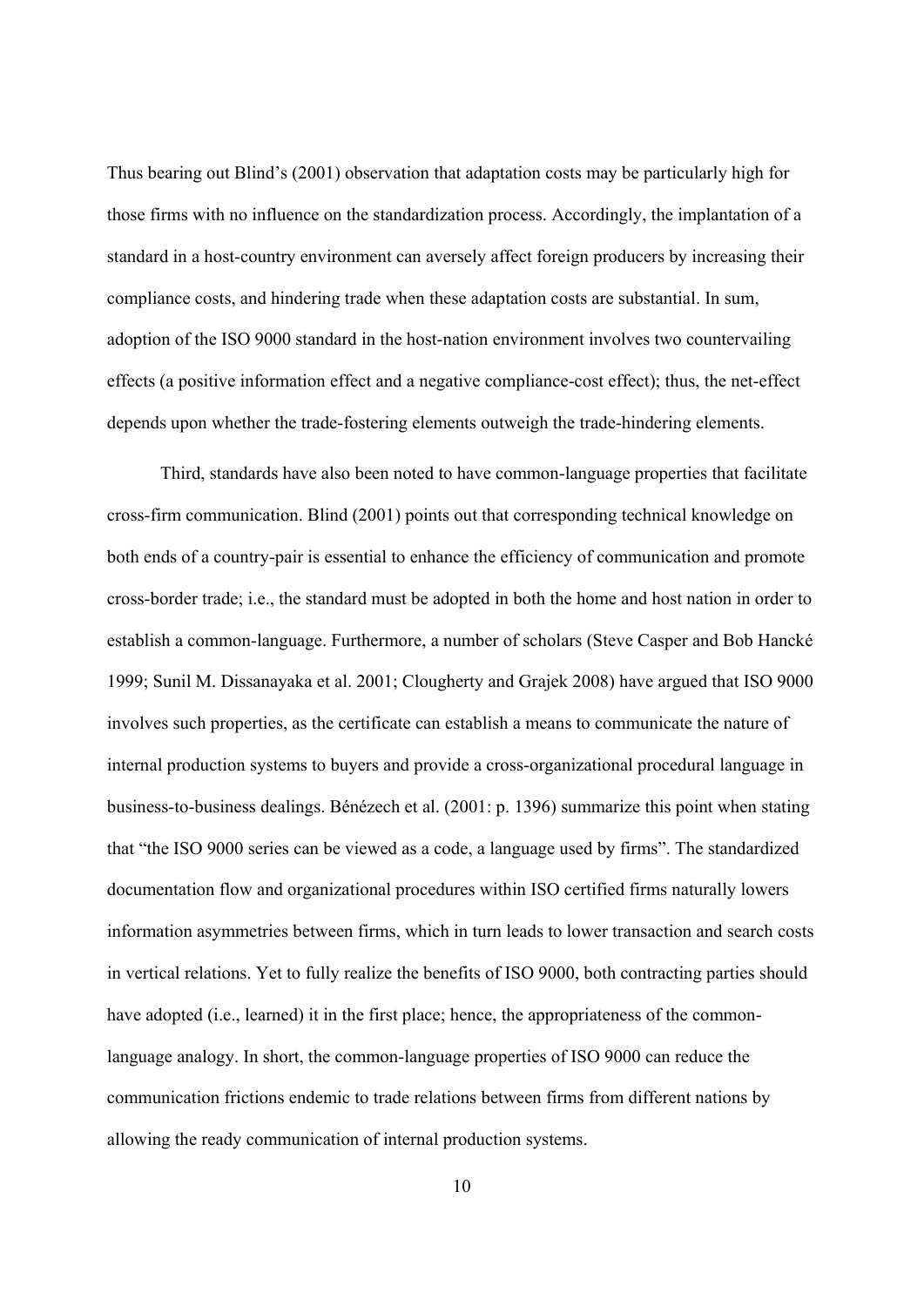Thus bearing out Blind's (2001) observation that adaptation costs may be particularly high for those firms with no influence on the standardization process. Accordingly, the implantation of a standard in a host-country environment can aversely affect foreign producers by increasing their compliance costs, and hindering trade when these adaptation costs are substantial. In sum, adoption of the ISO 9000 standard in the host-nation environment involves two countervailing effects (a positive information effect and a negative compliance-cost effect); thus, the net-effect depends upon whether the trade-fostering elements outweigh the trade-hindering elements.

Third, standards have also been noted to have common-language properties that facilitate cross-firm communication. Blind (2001) points out that corresponding technical knowledge on both ends of a country-pair is essential to enhance the efficiency of communication and promote cross-border trade; i.e., the standard must be adopted in both the home and host nation in order to establish a common-language. Furthermore, a number of scholars (Steve Casper and Bob Hancké 1999; Sunil M. Dissanayaka et al. 2001; Clougherty and Grajek 2008) have argued that ISO 9000 involves such properties, as the certificate can establish a means to communicate the nature of internal production systems to buyers and provide a cross-organizational procedural language in business-to-business dealings. Bénézech et al. (2001: p. 1396) summarize this point when stating that "the ISO 9000 series can be viewed as a code, a language used by firms". The standardized documentation flow and organizational procedures within ISO certified firms naturally lowers information asymmetries between firms, which in turn leads to lower transaction and search costs in vertical relations. Yet to fully realize the benefits of ISO 9000, both contracting parties should have adopted (i.e., learned) it in the first place; hence, the appropriateness of the common-language analogy. In short, the common-language properties of ISO 9000 can reduce the communication frictions endemic to trade relations between firms from different nations by allowing the ready communication of internal production systems.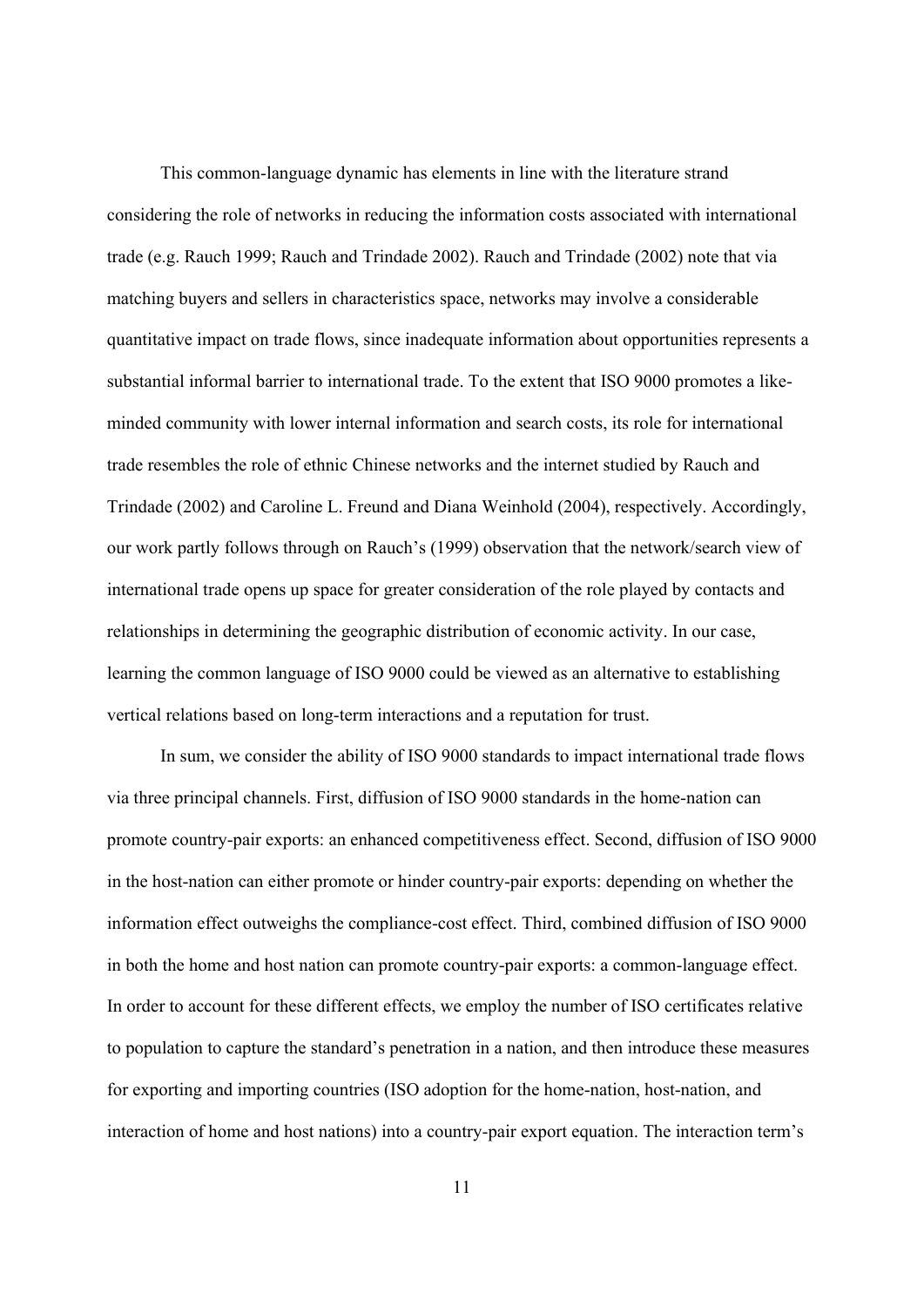This common-language dynamic has elements in line with the literature strand considering the role of networks in reducing the information costs associated with international trade (e.g. Rauch 1999; Rauch and Trindade 2002). Rauch and Trindade (2002) note that via matching buyers and sellers in characteristics space, networks may involve a considerable quantitative impact on trade flows, since inadequate information about opportunities represents a substantial informal barrier to international trade. To the extent that ISO 9000 promotes a like-minded community with lower internal information and search costs, its role for international trade resembles the role of ethnic Chinese networks and the internet studied by Rauch and Trindade (2002) and Caroline L. Freund and Diana Weinhold (2004), respectively. Accordingly, our work partly follows through on Rauch's (1999) observation that the network/search view of international trade opens up space for greater consideration of the role played by contacts and relationships in determining the geographic distribution of economic activity. In our case, learning the common language of ISO 9000 could be viewed as an alternative to establishing vertical relations based on long-term interactions and a reputation for trust.

In sum, we consider the ability of ISO 9000 standards to impact international trade flows via three principal channels. First, diffusion of ISO 9000 standards in the home-nation can promote country-pair exports: an enhanced competitiveness effect. Second, diffusion of ISO 9000 in the host-nation can either promote or hinder country-pair exports: depending on whether the information effect outweighs the compliance-cost effect. Third, combined diffusion of ISO 9000 in both the home and host nation can promote country-pair exports: a common-language effect. In order to account for these different effects, we employ the number of ISO certificates relative to population to capture the standard's penetration in a nation, and then introduce these measures for exporting and importing countries (ISO adoption for the home-nation, host-nation, and interaction of home and host nations) into a country-pair export equation. The interaction term's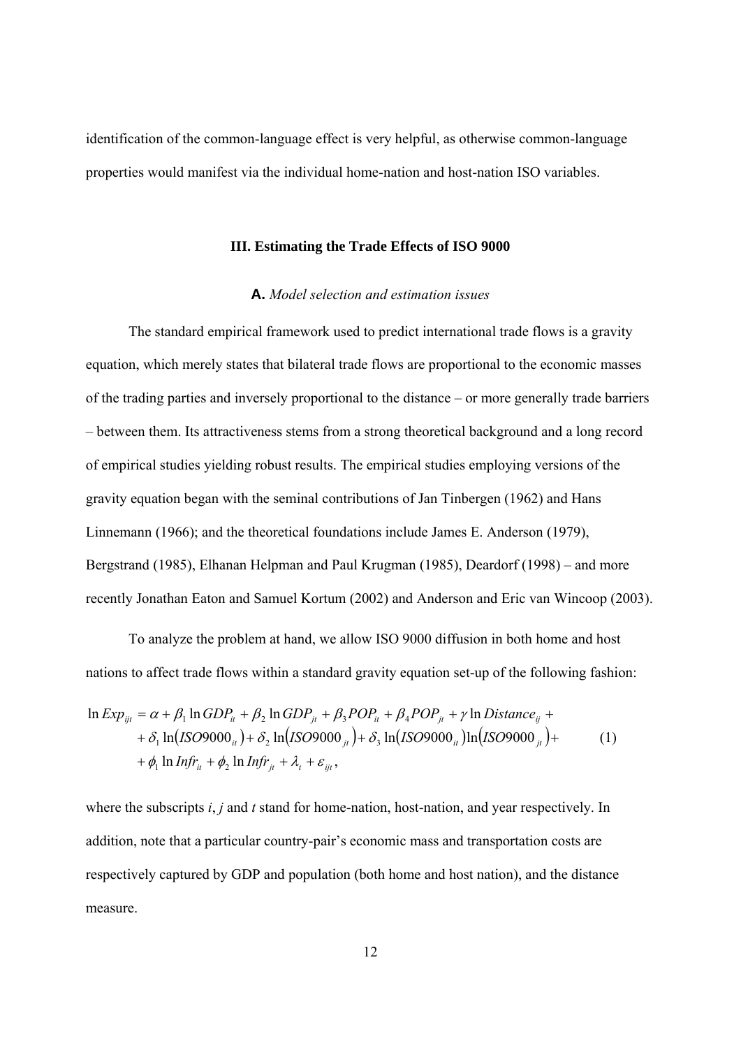identification of the common-language effect is very helpful, as otherwise common-language properties would manifest via the individual home-nation and host-nation ISO variables.

## III. Estimating the Trade Effects of ISO 9000

### **A.** *Model selection and estimation issues*

The standard empirical framework used to predict international trade flows is a gravity equation, which merely states that bilateral trade flows are proportional to the economic masses of the trading parties and inversely proportional to the distance – or more generally trade barriers – between them. Its attractiveness stems from a strong theoretical background and a long record of empirical studies yielding robust results. The empirical studies employing versions of the gravity equation began with the seminal contributions of Jan Tinbergen (1962) and Hans Linnemann (1966); and the theoretical foundations include James E. Anderson (1979), Bergstrand (1985), Elhanan Helpman and Paul Krugman (1985), Deardorf (1998) – and more recently Jonathan Eaton and Samuel Kortum (2002) and Anderson and Eric van Wincoop (2003).

To analyze the problem at hand, we allow ISO 9000 diffusion in both home and host nations to affect trade flows within a standard gravity equation set-up of the following fashion:

$$
\begin{aligned}
\ln Exp_{ijt} &= \alpha + \beta_1 \ln GDP_{it} + \beta_2 \ln GDP_{jt} + \beta_3 POP_{it} + \beta_4 POP_{jt} + \gamma \ln Distance_{ij} + \\
&+ \delta_1 \ln\left(ISO9000_{it}\right) + \delta_2 \ln\left(ISO9000_{jt}\right) + \delta_3 \ln\left(ISO9000_{it}\right)\ln\left(ISO9000_{jt}\right) + \\
&+ \phi_1 \ln Infr_{it} + \phi_2 \ln Infr_{jt} + \lambda_t + \varepsilon_{ijt},
\end{aligned}
\tag{1}
$$

where the subscripts *i*, *j* and *t* stand for home-nation, host-nation, and year respectively. In addition, note that a particular country-pair's economic mass and transportation costs are respectively captured by GDP and population (both home and host nation), and the distance measure.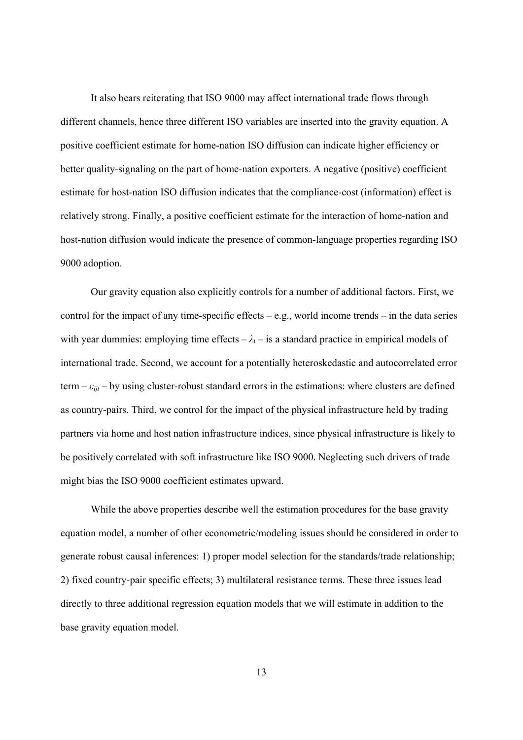It also bears reiterating that ISO 9000 may affect international trade flows through different channels, hence three different ISO variables are inserted into the gravity equation. A positive coefficient estimate for home-nation ISO diffusion can indicate higher efficiency or better quality-signaling on the part of home-nation exporters. A negative (positive) coefficient estimate for host-nation ISO diffusion indicates that the compliance-cost (information) effect is relatively strong. Finally, a positive coefficient estimate for the interaction of home-nation and host-nation diffusion would indicate the presence of common-language properties regarding ISO 9000 adoption.

Our gravity equation also explicitly controls for a number of additional factors. First, we control for the impact of any time-specific effects – e.g., world income trends – in the data series with year dummies: employing time effects – $\lambda_t$ – is a standard practice in empirical models of international trade. Second, we account for a potentially heteroskedastic and autocorrelated error term – $\varepsilon_{ijt}$ – by using cluster-robust standard errors in the estimations: where clusters are defined as country-pairs. Third, we control for the impact of the physical infrastructure held by trading partners via home and host nation infrastructure indices, since physical infrastructure is likely to be positively correlated with soft infrastructure like ISO 9000. Neglecting such drivers of trade might bias the ISO 9000 coefficient estimates upward.

While the above properties describe well the estimation procedures for the base gravity equation model, a number of other econometric/modeling issues should be considered in order to generate robust causal inferences: 1) proper model selection for the standards/trade relationship; 2) fixed country-pair specific effects; 3) multilateral resistance terms. These three issues lead directly to three additional regression equation models that we will estimate in addition to the base gravity equation model.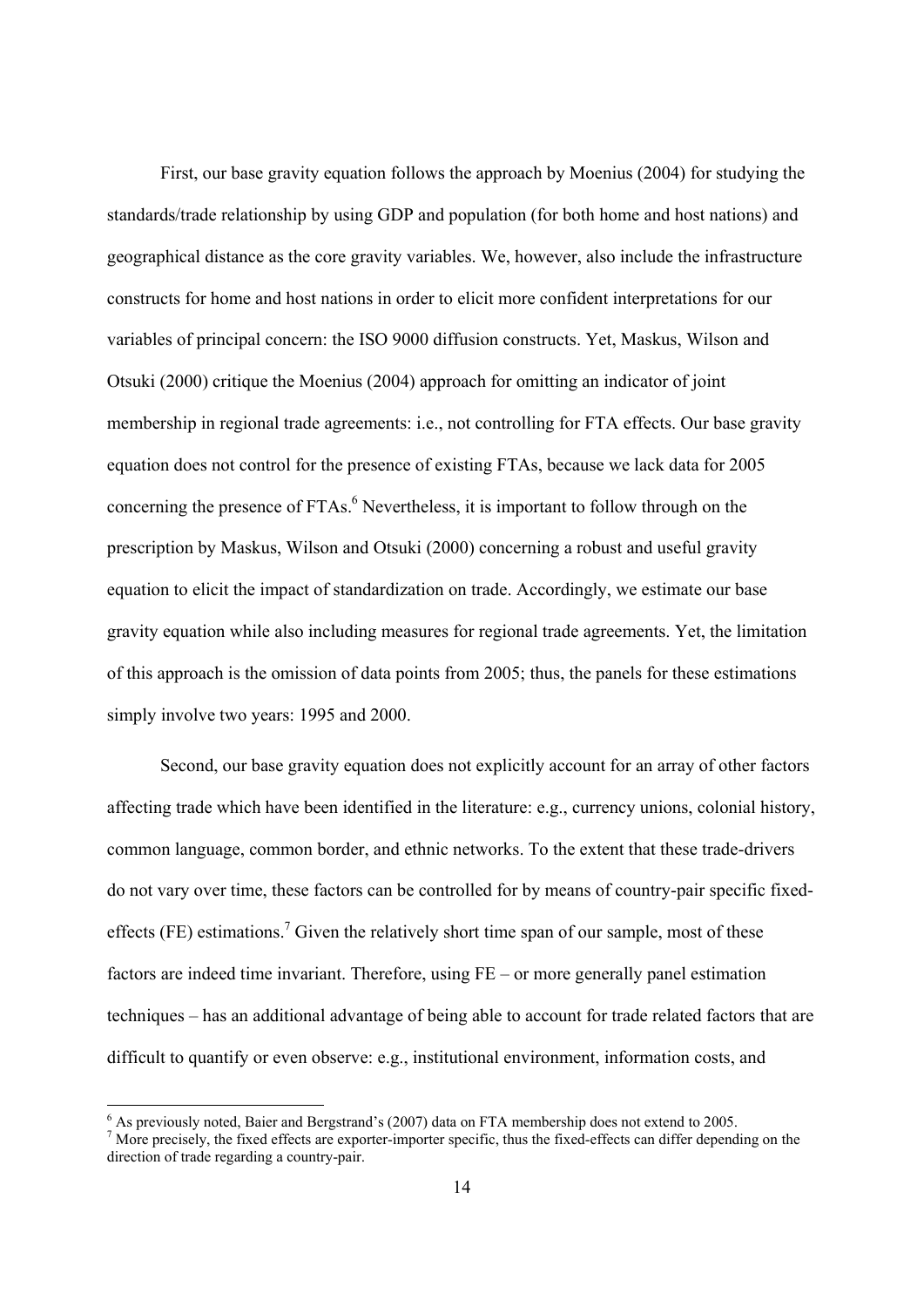First, our base gravity equation follows the approach by Moenius (2004) for studying the standards/trade relationship by using GDP and population (for both home and host nations) and geographical distance as the core gravity variables. We, however, also include the infrastructure constructs for home and host nations in order to elicit more confident interpretations for our variables of principal concern: the ISO 9000 diffusion constructs. Yet, Maskus, Wilson and Otsuki (2000) critique the Moenius (2004) approach for omitting an indicator of joint membership in regional trade agreements: i.e., not controlling for FTA effects. Our base gravity equation does not control for the presence of existing FTAs, because we lack data for 2005 concerning the presence of FTAs.[6] Nevertheless, it is important to follow through on the prescription by Maskus, Wilson and Otsuki (2000) concerning a robust and useful gravity equation to elicit the impact of standardization on trade. Accordingly, we estimate our base gravity equation while also including measures for regional trade agreements. Yet, the limitation of this approach is the omission of data points from 2005; thus, the panels for these estimations simply involve two years: 1995 and 2000.

Second, our base gravity equation does not explicitly account for an array of other factors affecting trade which have been identified in the literature: e.g., currency unions, colonial history, common language, common border, and ethnic networks. To the extent that these trade-drivers do not vary over time, these factors can be controlled for by means of country-pair specific fixed-effects (FE) estimations.[7] Given the relatively short time span of our sample, most of these factors are indeed time invariant. Therefore, using FE – or more generally panel estimation techniques – has an additional advantage of being able to account for trade related factors that are difficult to quantify or even observe: e.g., institutional environment, information costs, and

[6] As previously noted, Baier and Bergstrand's (2007) data on FTA membership does not extend to 2005.

[7] More precisely, the fixed effects are exporter-importer specific, thus the fixed-effects can differ depending on the direction of trade regarding a country-pair.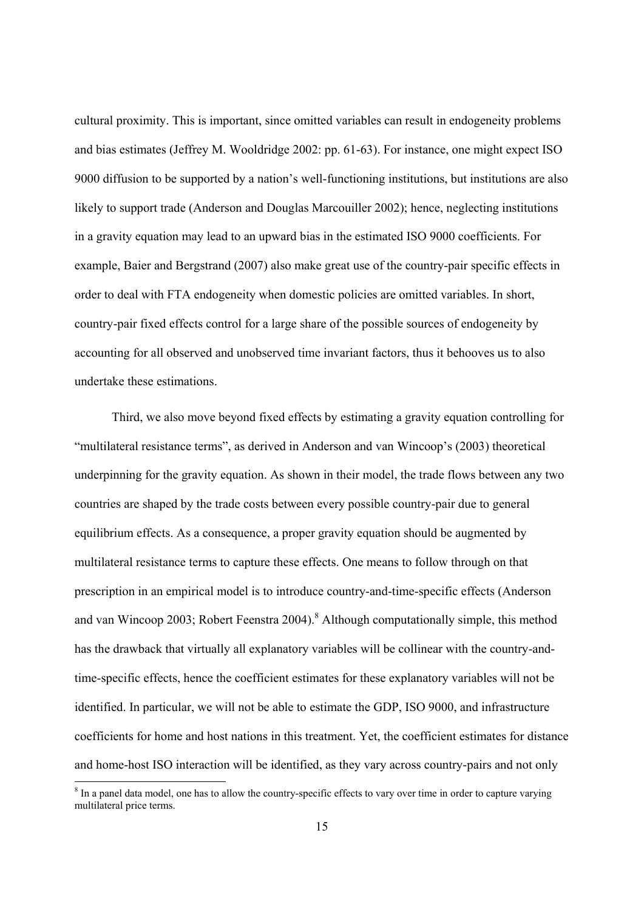cultural proximity. This is important, since omitted variables can result in endogeneity problems and bias estimates (Jeffrey M. Wooldridge 2002: pp. 61-63). For instance, one might expect ISO 9000 diffusion to be supported by a nation's well-functioning institutions, but institutions are also likely to support trade (Anderson and Douglas Marcouiller 2002); hence, neglecting institutions in a gravity equation may lead to an upward bias in the estimated ISO 9000 coefficients. For example, Baier and Bergstrand (2007) also make great use of the country-pair specific effects in order to deal with FTA endogeneity when domestic policies are omitted variables. In short, country-pair fixed effects control for a large share of the possible sources of endogeneity by accounting for all observed and unobserved time invariant factors, thus it behooves us to also undertake these estimations.

Third, we also move beyond fixed effects by estimating a gravity equation controlling for "multilateral resistance terms", as derived in Anderson and van Wincoop's (2003) theoretical underpinning for the gravity equation. As shown in their model, the trade flows between any two countries are shaped by the trade costs between every possible country-pair due to general equilibrium effects. As a consequence, a proper gravity equation should be augmented by multilateral resistance terms to capture these effects. One means to follow through on that prescription in an empirical model is to introduce country-and-time-specific effects (Anderson and van Wincoop 2003; Robert Feenstra 2004).[8] Although computationally simple, this method has the drawback that virtually all explanatory variables will be collinear with the country-and-time-specific effects, hence the coefficient estimates for these explanatory variables will not be identified. In particular, we will not be able to estimate the GDP, ISO 9000, and infrastructure coefficients for home and host nations in this treatment. Yet, the coefficient estimates for distance and home-host ISO interaction will be identified, as they vary across country-pairs and not only

[8] In a panel data model, one has to allow the country-specific effects to vary over time in order to capture varying multilateral price terms.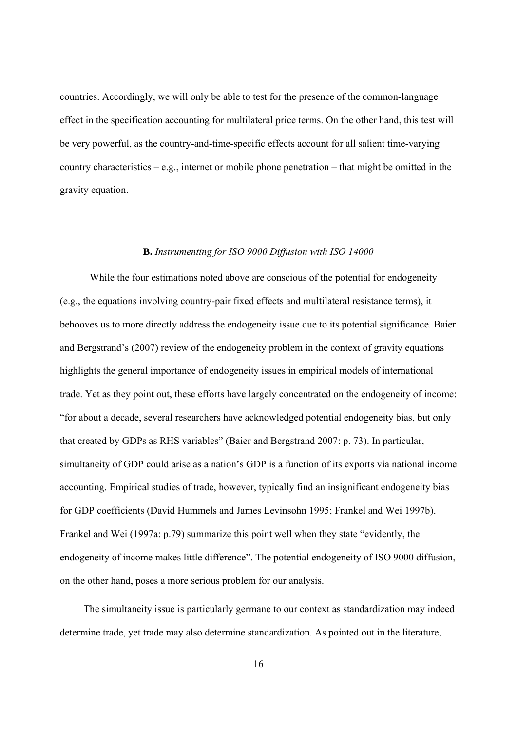countries. Accordingly, we will only be able to test for the presence of the common-language effect in the specification accounting for multilateral price terms. On the other hand, this test will be very powerful, as the country-and-time-specific effects account for all salient time-varying country characteristics – e.g., internet or mobile phone penetration – that might be omitted in the gravity equation.

### **B.** *Instrumenting for ISO 9000 Diffusion with ISO 14000*

While the four estimations noted above are conscious of the potential for endogeneity (e.g., the equations involving country-pair fixed effects and multilateral resistance terms), it behooves us to more directly address the endogeneity issue due to its potential significance. Baier and Bergstrand's (2007) review of the endogeneity problem in the context of gravity equations highlights the general importance of endogeneity issues in empirical models of international trade. Yet as they point out, these efforts have largely concentrated on the endogeneity of income: "for about a decade, several researchers have acknowledged potential endogeneity bias, but only that created by GDPs as RHS variables" (Baier and Bergstrand 2007: p. 73). In particular, simultaneity of GDP could arise as a nation's GDP is a function of its exports via national income accounting. Empirical studies of trade, however, typically find an insignificant endogeneity bias for GDP coefficients (David Hummels and James Levinsohn 1995; Frankel and Wei 1997b). Frankel and Wei (1997a: p.79) summarize this point well when they state "evidently, the endogeneity of income makes little difference". The potential endogeneity of ISO 9000 diffusion, on the other hand, poses a more serious problem for our analysis.

The simultaneity issue is particularly germane to our context as standardization may indeed determine trade, yet trade may also determine standardization. As pointed out in the literature,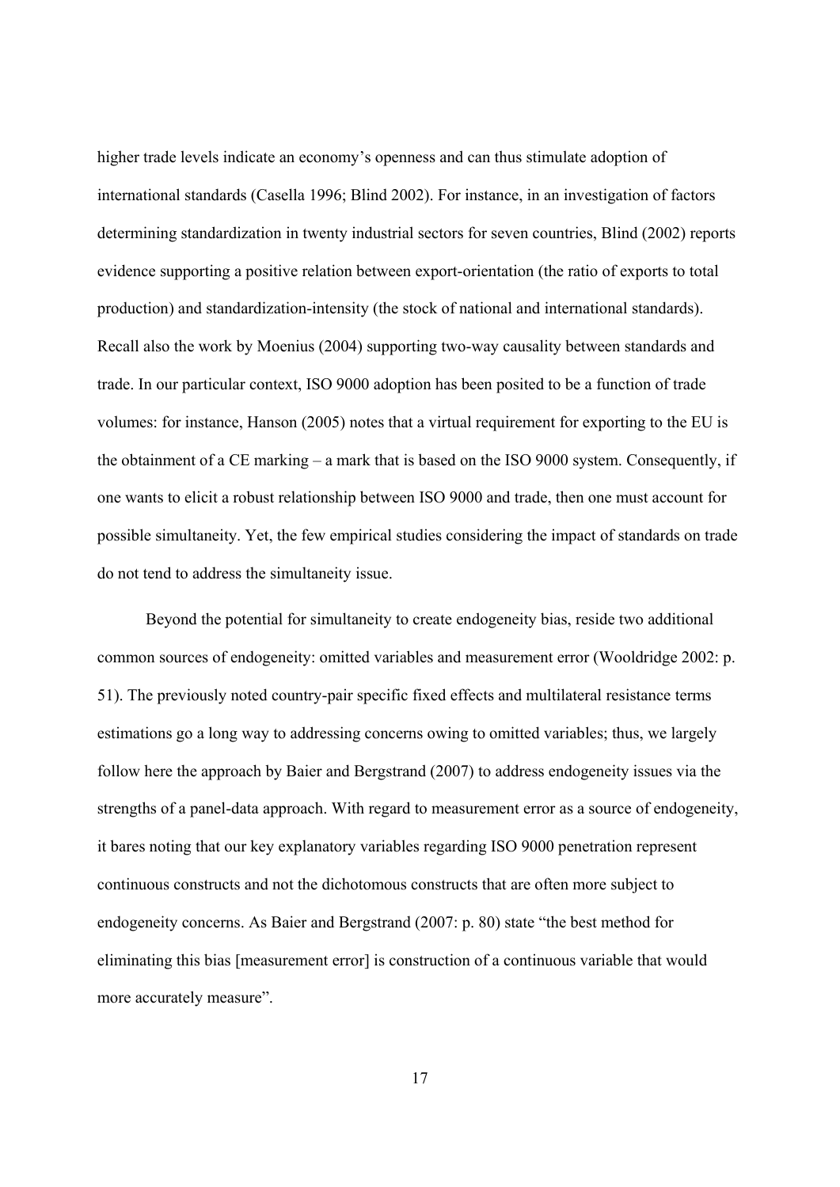higher trade levels indicate an economy's openness and can thus stimulate adoption of international standards (Casella 1996; Blind 2002). For instance, in an investigation of factors determining standardization in twenty industrial sectors for seven countries, Blind (2002) reports evidence supporting a positive relation between export-orientation (the ratio of exports to total production) and standardization-intensity (the stock of national and international standards). Recall also the work by Moenius (2004) supporting two-way causality between standards and trade. In our particular context, ISO 9000 adoption has been posited to be a function of trade volumes: for instance, Hanson (2005) notes that a virtual requirement for exporting to the EU is the obtainment of a CE marking – a mark that is based on the ISO 9000 system. Consequently, if one wants to elicit a robust relationship between ISO 9000 and trade, then one must account for possible simultaneity. Yet, the few empirical studies considering the impact of standards on trade do not tend to address the simultaneity issue.

Beyond the potential for simultaneity to create endogeneity bias, reside two additional common sources of endogeneity: omitted variables and measurement error (Wooldridge 2002: p. 51). The previously noted country-pair specific fixed effects and multilateral resistance terms estimations go a long way to addressing concerns owing to omitted variables; thus, we largely follow here the approach by Baier and Bergstrand (2007) to address endogeneity issues via the strengths of a panel-data approach. With regard to measurement error as a source of endogeneity, it bares noting that our key explanatory variables regarding ISO 9000 penetration represent continuous constructs and not the dichotomous constructs that are often more subject to endogeneity concerns. As Baier and Bergstrand (2007: p. 80) state "the best method for eliminating this bias [measurement error] is construction of a continuous variable that would more accurately measure".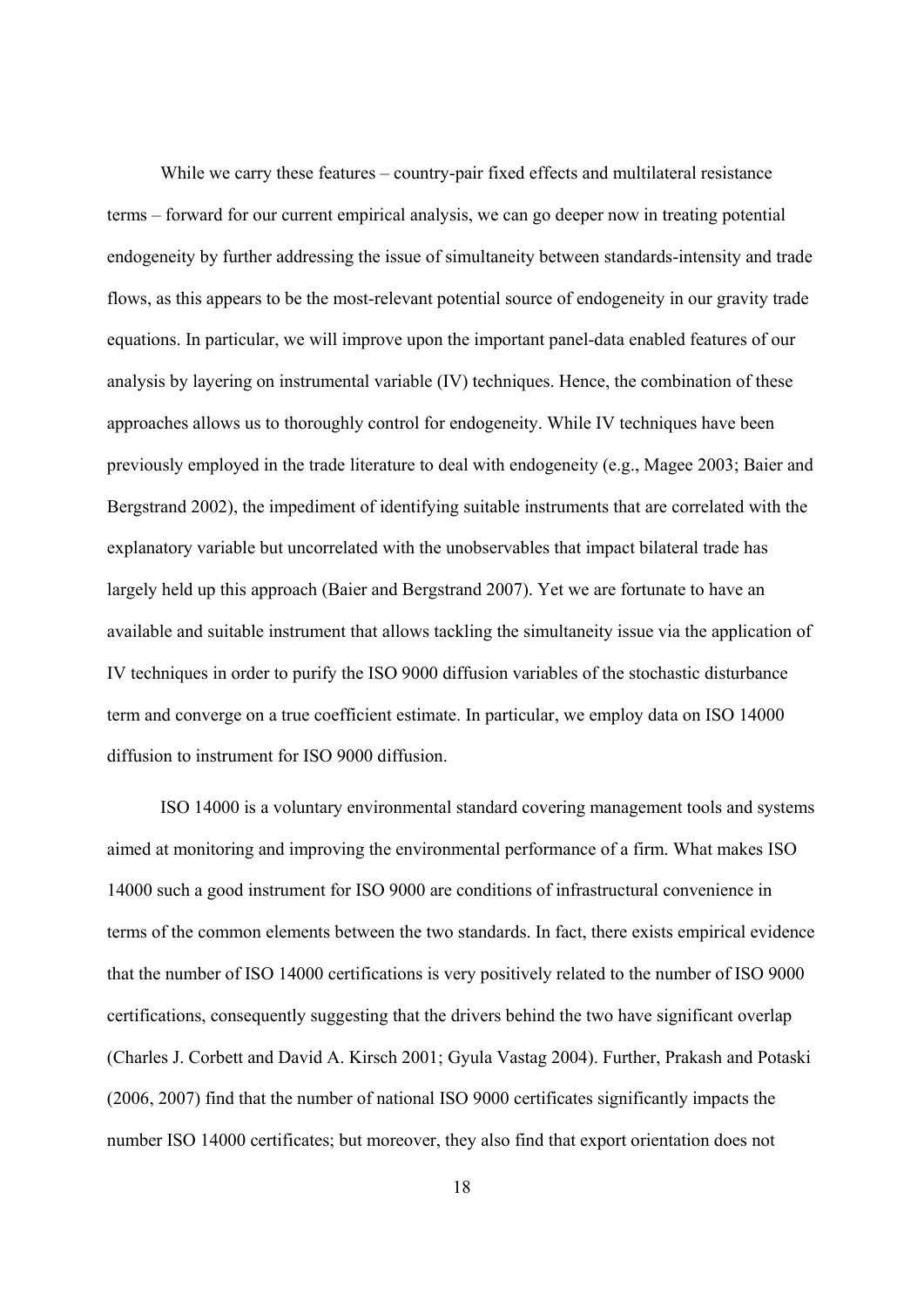While we carry these features – country-pair fixed effects and multilateral resistance terms – forward for our current empirical analysis, we can go deeper now in treating potential endogeneity by further addressing the issue of simultaneity between standards-intensity and trade flows, as this appears to be the most-relevant potential source of endogeneity in our gravity trade equations. In particular, we will improve upon the important panel-data enabled features of our analysis by layering on instrumental variable (IV) techniques. Hence, the combination of these approaches allows us to thoroughly control for endogeneity. While IV techniques have been previously employed in the trade literature to deal with endogeneity (e.g., Magee 2003; Baier and Bergstrand 2002), the impediment of identifying suitable instruments that are correlated with the explanatory variable but uncorrelated with the unobservables that impact bilateral trade has largely held up this approach (Baier and Bergstrand 2007). Yet we are fortunate to have an available and suitable instrument that allows tackling the simultaneity issue via the application of IV techniques in order to purify the ISO 9000 diffusion variables of the stochastic disturbance term and converge on a true coefficient estimate. In particular, we employ data on ISO 14000 diffusion to instrument for ISO 9000 diffusion.

ISO 14000 is a voluntary environmental standard covering management tools and systems aimed at monitoring and improving the environmental performance of a firm. What makes ISO 14000 such a good instrument for ISO 9000 are conditions of infrastructural convenience in terms of the common elements between the two standards. In fact, there exists empirical evidence that the number of ISO 14000 certifications is very positively related to the number of ISO 9000 certifications, consequently suggesting that the drivers behind the two have significant overlap (Charles J. Corbett and David A. Kirsch 2001; Gyula Vastag 2004). Further, Prakash and Potaski (2006, 2007) find that the number of national ISO 9000 certificates significantly impacts the number ISO 14000 certificates; but moreover, they also find that export orientation does not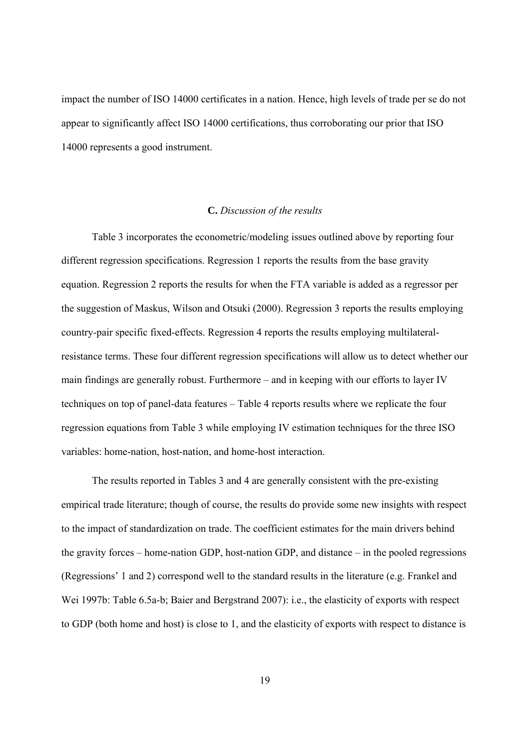impact the number of ISO 14000 certificates in a nation. Hence, high levels of trade per se do not appear to significantly affect ISO 14000 certifications, thus corroborating our prior that ISO 14000 represents a good instrument.

### **C.** *Discussion of the results*

Table 3 incorporates the econometric/modeling issues outlined above by reporting four different regression specifications. Regression 1 reports the results from the base gravity equation. Regression 2 reports the results for when the FTA variable is added as a regressor per the suggestion of Maskus, Wilson and Otsuki (2000). Regression 3 reports the results employing country-pair specific fixed-effects. Regression 4 reports the results employing multilateral-resistance terms. These four different regression specifications will allow us to detect whether our main findings are generally robust. Furthermore – and in keeping with our efforts to layer IV techniques on top of panel-data features – Table 4 reports results where we replicate the four regression equations from Table 3 while employing IV estimation techniques for the three ISO variables: home-nation, host-nation, and home-host interaction.

The results reported in Tables 3 and 4 are generally consistent with the pre-existing empirical trade literature; though of course, the results do provide some new insights with respect to the impact of standardization on trade. The coefficient estimates for the main drivers behind the gravity forces – home-nation GDP, host-nation GDP, and distance – in the pooled regressions (Regressions' 1 and 2) correspond well to the standard results in the literature (e.g. Frankel and Wei 1997b: Table 6.5a-b; Baier and Bergstrand 2007): i.e., the elasticity of exports with respect to GDP (both home and host) is close to 1, and the elasticity of exports with respect to distance is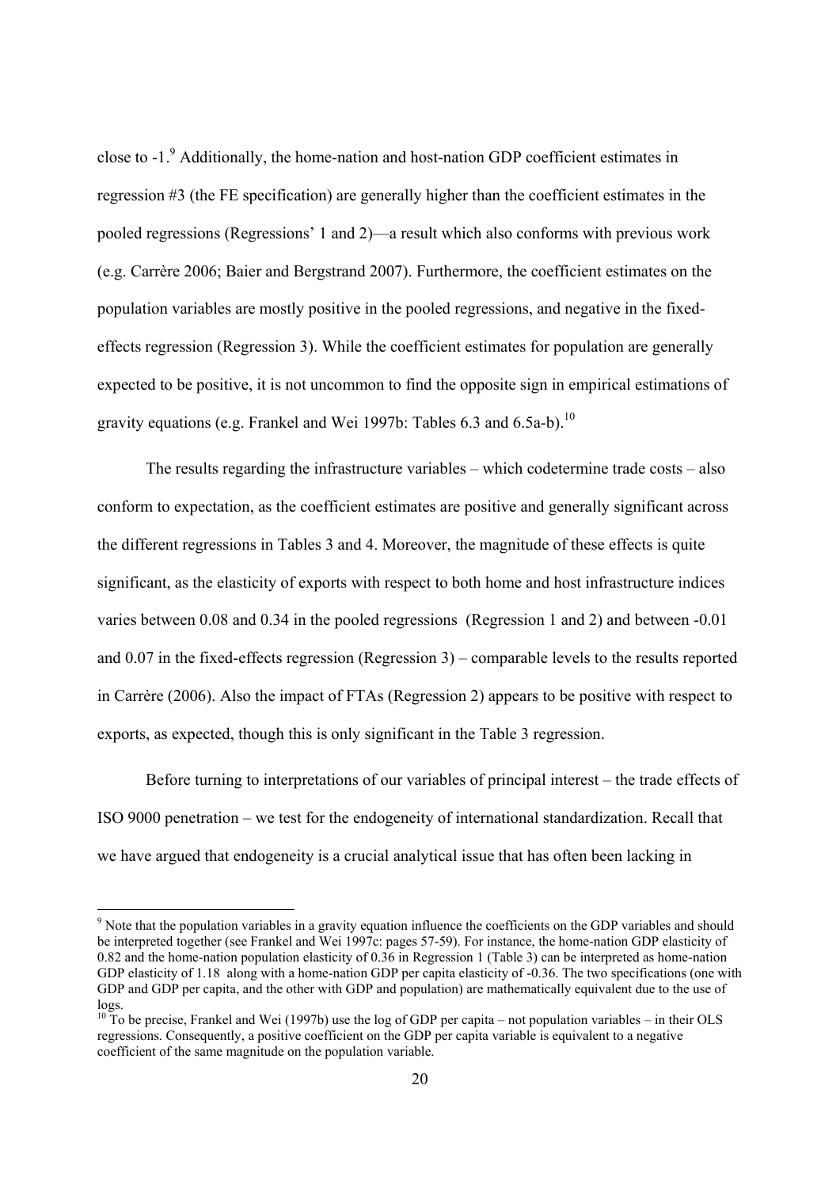close to -1.[9] Additionally, the home-nation and host-nation GDP coefficient estimates in regression #3 (the FE specification) are generally higher than the coefficient estimates in the pooled regressions (Regressions' 1 and 2)—a result which also conforms with previous work (e.g. Carrère 2006; Baier and Bergstrand 2007). Furthermore, the coefficient estimates on the population variables are mostly positive in the pooled regressions, and negative in the fixed-effects regression (Regression 3). While the coefficient estimates for population are generally expected to be positive, it is not uncommon to find the opposite sign in empirical estimations of gravity equations (e.g. Frankel and Wei 1997b: Tables 6.3 and 6.5a-b).[10]

The results regarding the infrastructure variables – which codetermine trade costs – also conform to expectation, as the coefficient estimates are positive and generally significant across the different regressions in Tables 3 and 4. Moreover, the magnitude of these effects is quite significant, as the elasticity of exports with respect to both home and host infrastructure indices varies between 0.08 and 0.34 in the pooled regressions (Regression 1 and 2) and between -0.01 and 0.07 in the fixed-effects regression (Regression 3) – comparable levels to the results reported in Carrère (2006). Also the impact of FTAs (Regression 2) appears to be positive with respect to exports, as expected, though this is only significant in the Table 3 regression.

Before turning to interpretations of our variables of principal interest – the trade effects of ISO 9000 penetration – we test for the endogeneity of international standardization. Recall that we have argued that endogeneity is a crucial analytical issue that has often been lacking in

---

[9] Note that the population variables in a gravity equation influence the coefficients on the GDP variables and should be interpreted together (see Frankel and Wei 1997c: pages 57-59). For instance, the home-nation GDP elasticity of 0.82 and the home-nation population elasticity of 0.36 in Regression 1 (Table 3) can be interpreted as home-nation GDP elasticity of 1.18 along with a home-nation GDP per capita elasticity of -0.36. The two specifications (one with GDP and GDP per capita, and the other with GDP and population) are mathematically equivalent due to the use of logs.

[10] To be precise, Frankel and Wei (1997b) use the log of GDP per capita – not population variables – in their OLS regressions. Consequently, a positive coefficient on the GDP per capita variable is equivalent to a negative coefficient of the same magnitude on the population variable.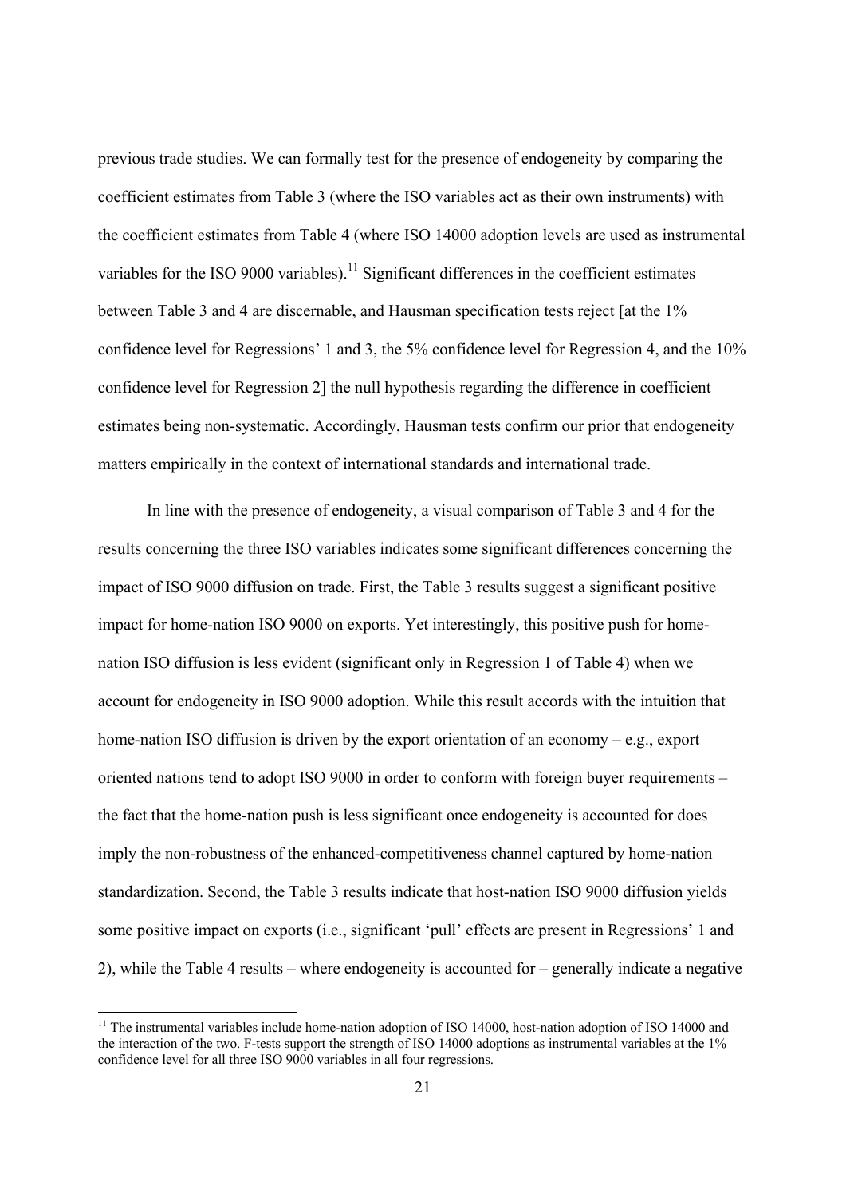previous trade studies. We can formally test for the presence of endogeneity by comparing the coefficient estimates from Table 3 (where the ISO variables act as their own instruments) with the coefficient estimates from Table 4 (where ISO 14000 adoption levels are used as instrumental variables for the ISO 9000 variables).[11] Significant differences in the coefficient estimates between Table 3 and 4 are discernable, and Hausman specification tests reject [at the 1% confidence level for Regressions' 1 and 3, the 5% confidence level for Regression 4, and the 10% confidence level for Regression 2] the null hypothesis regarding the difference in coefficient estimates being non-systematic. Accordingly, Hausman tests confirm our prior that endogeneity matters empirically in the context of international standards and international trade.

In line with the presence of endogeneity, a visual comparison of Table 3 and 4 for the results concerning the three ISO variables indicates some significant differences concerning the impact of ISO 9000 diffusion on trade. First, the Table 3 results suggest a significant positive impact for home-nation ISO 9000 on exports. Yet interestingly, this positive push for home-nation ISO diffusion is less evident (significant only in Regression 1 of Table 4) when we account for endogeneity in ISO 9000 adoption. While this result accords with the intuition that home-nation ISO diffusion is driven by the export orientation of an economy – e.g., export oriented nations tend to adopt ISO 9000 in order to conform with foreign buyer requirements – the fact that the home-nation push is less significant once endogeneity is accounted for does imply the non-robustness of the enhanced-competitiveness channel captured by home-nation standardization. Second, the Table 3 results indicate that host-nation ISO 9000 diffusion yields some positive impact on exports (i.e., significant 'pull' effects are present in Regressions' 1 and 2), while the Table 4 results – where endogeneity is accounted for – generally indicate a negative

[11] The instrumental variables include home-nation adoption of ISO 14000, host-nation adoption of ISO 14000 and the interaction of the two. F-tests support the strength of ISO 14000 adoptions as instrumental variables at the 1% confidence level for all three ISO 9000 variables in all four regressions.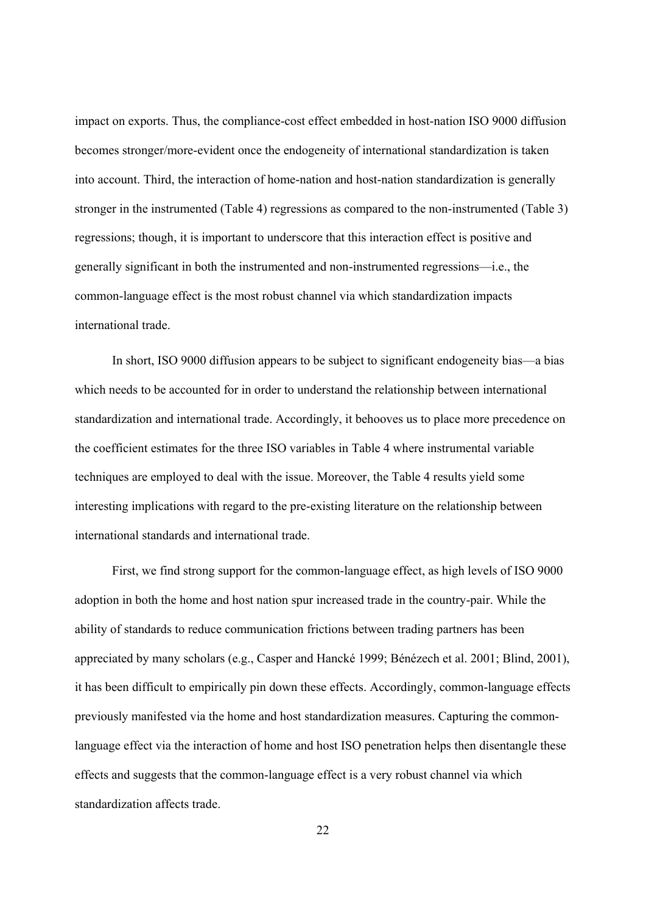impact on exports. Thus, the compliance-cost effect embedded in host-nation ISO 9000 diffusion becomes stronger/more-evident once the endogeneity of international standardization is taken into account. Third, the interaction of home-nation and host-nation standardization is generally stronger in the instrumented (Table 4) regressions as compared to the non-instrumented (Table 3) regressions; though, it is important to underscore that this interaction effect is positive and generally significant in both the instrumented and non-instrumented regressions—i.e., the common-language effect is the most robust channel via which standardization impacts international trade.

In short, ISO 9000 diffusion appears to be subject to significant endogeneity bias—a bias which needs to be accounted for in order to understand the relationship between international standardization and international trade. Accordingly, it behooves us to place more precedence on the coefficient estimates for the three ISO variables in Table 4 where instrumental variable techniques are employed to deal with the issue. Moreover, the Table 4 results yield some interesting implications with regard to the pre-existing literature on the relationship between international standards and international trade.

First, we find strong support for the common-language effect, as high levels of ISO 9000 adoption in both the home and host nation spur increased trade in the country-pair. While the ability of standards to reduce communication frictions between trading partners has been appreciated by many scholars (e.g., Casper and Hancké 1999; Bénézech et al. 2001; Blind, 2001), it has been difficult to empirically pin down these effects. Accordingly, common-language effects previously manifested via the home and host standardization measures. Capturing the common-language effect via the interaction of home and host ISO penetration helps then disentangle these effects and suggests that the common-language effect is a very robust channel via which standardization affects trade.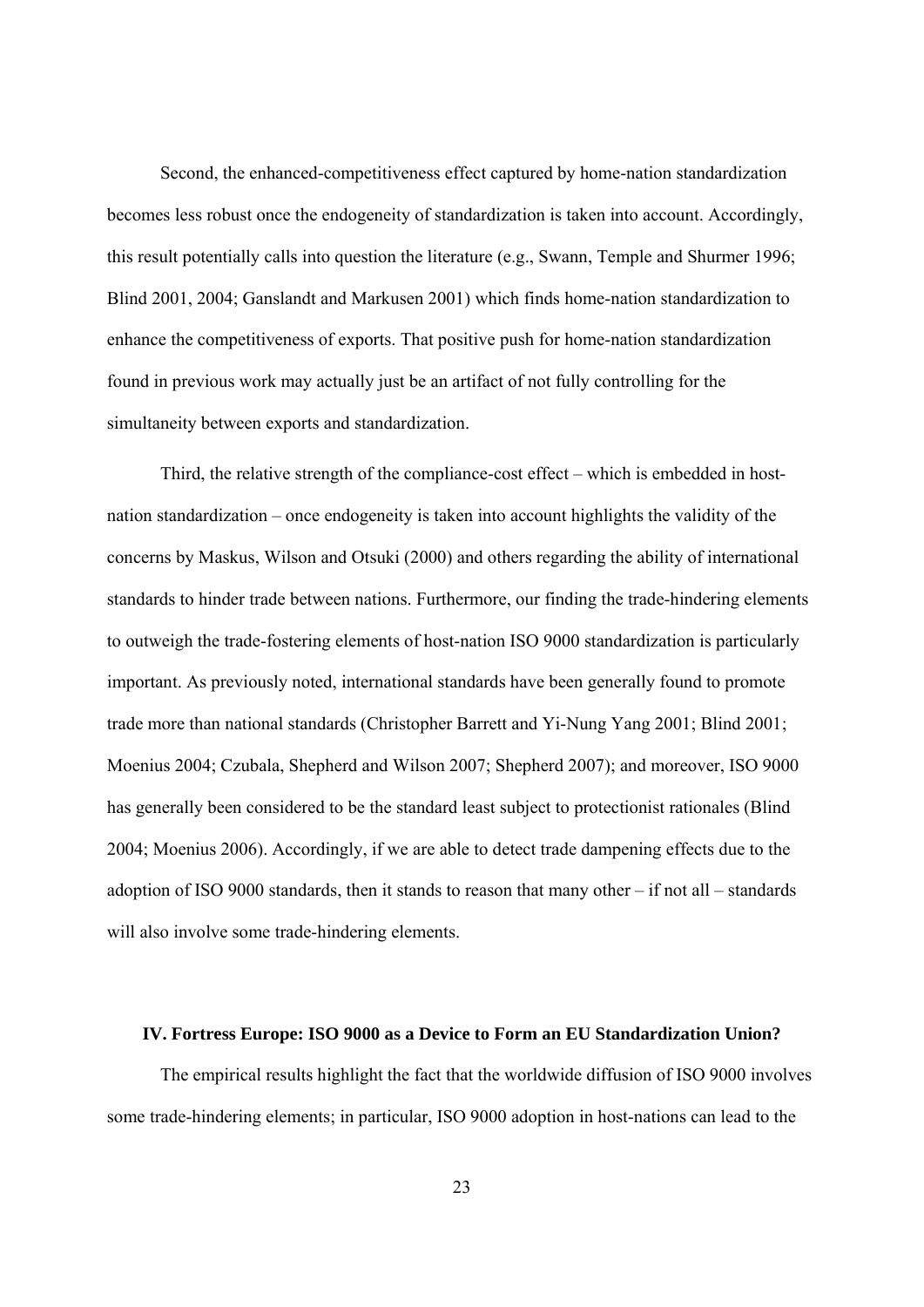Second, the enhanced-competitiveness effect captured by home-nation standardization becomes less robust once the endogeneity of standardization is taken into account. Accordingly, this result potentially calls into question the literature (e.g., Swann, Temple and Shurmer 1996; Blind 2001, 2004; Ganslandt and Markusen 2001) which finds home-nation standardization to enhance the competitiveness of exports. That positive push for home-nation standardization found in previous work may actually just be an artifact of not fully controlling for the simultaneity between exports and standardization.

Third, the relative strength of the compliance-cost effect – which is embedded in host-nation standardization – once endogeneity is taken into account highlights the validity of the concerns by Maskus, Wilson and Otsuki (2000) and others regarding the ability of international standards to hinder trade between nations. Furthermore, our finding the trade-hindering elements to outweigh the trade-fostering elements of host-nation ISO 9000 standardization is particularly important. As previously noted, international standards have been generally found to promote trade more than national standards (Christopher Barrett and Yi-Nung Yang 2001; Blind 2001; Moenius 2004; Czubala, Shepherd and Wilson 2007; Shepherd 2007); and moreover, ISO 9000 has generally been considered to be the standard least subject to protectionist rationales (Blind 2004; Moenius 2006). Accordingly, if we are able to detect trade dampening effects due to the adoption of ISO 9000 standards, then it stands to reason that many other – if not all – standards will also involve some trade-hindering elements.

## IV. Fortress Europe: ISO 9000 as a Device to Form an EU Standardization Union?

The empirical results highlight the fact that the worldwide diffusion of ISO 9000 involves some trade-hindering elements; in particular, ISO 9000 adoption in host-nations can lead to the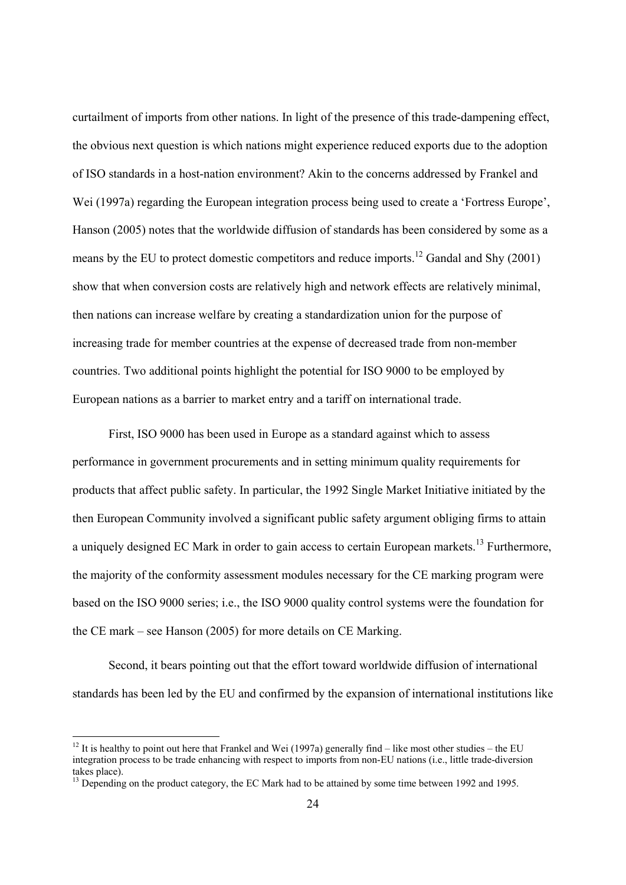curtailment of imports from other nations. In light of the presence of this trade-dampening effect, the obvious next question is which nations might experience reduced exports due to the adoption of ISO standards in a host-nation environment? Akin to the concerns addressed by Frankel and Wei (1997a) regarding the European integration process being used to create a 'Fortress Europe', Hanson (2005) notes that the worldwide diffusion of standards has been considered by some as a means by the EU to protect domestic competitors and reduce imports.[12] Gandal and Shy (2001) show that when conversion costs are relatively high and network effects are relatively minimal, then nations can increase welfare by creating a standardization union for the purpose of increasing trade for member countries at the expense of decreased trade from non-member countries. Two additional points highlight the potential for ISO 9000 to be employed by European nations as a barrier to market entry and a tariff on international trade.

First, ISO 9000 has been used in Europe as a standard against which to assess performance in government procurements and in setting minimum quality requirements for products that affect public safety. In particular, the 1992 Single Market Initiative initiated by the then European Community involved a significant public safety argument obliging firms to attain a uniquely designed EC Mark in order to gain access to certain European markets.[13] Furthermore, the majority of the conformity assessment modules necessary for the CE marking program were based on the ISO 9000 series; i.e., the ISO 9000 quality control systems were the foundation for the CE mark – see Hanson (2005) for more details on CE Marking.

Second, it bears pointing out that the effort toward worldwide diffusion of international standards has been led by the EU and confirmed by the expansion of international institutions like

---

[12] It is healthy to point out here that Frankel and Wei (1997a) generally find – like most other studies – the EU integration process to be trade enhancing with respect to imports from non-EU nations (i.e., little trade-diversion takes place).

[13] Depending on the product category, the EC Mark had to be attained by some time between 1992 and 1995.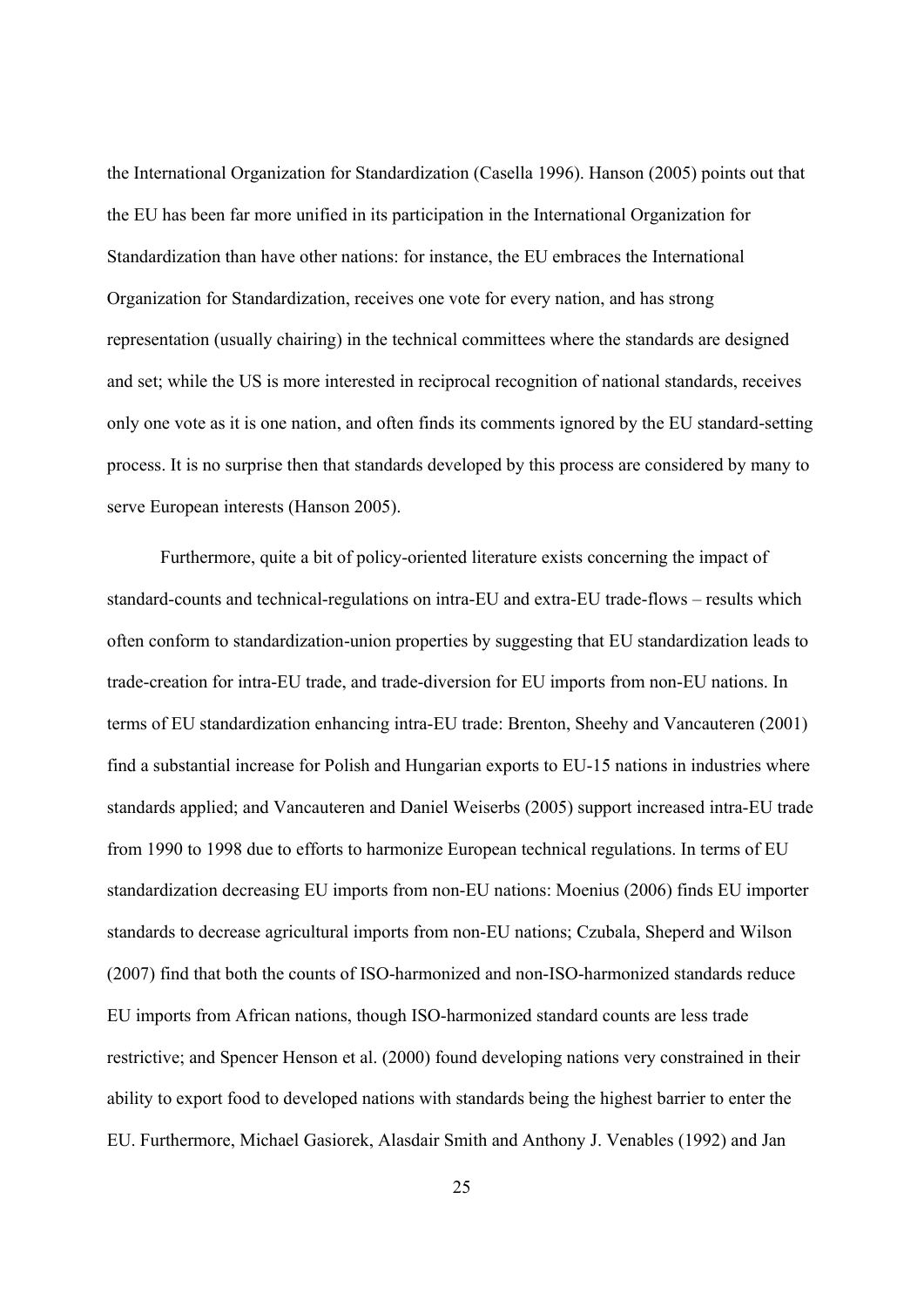the International Organization for Standardization (Casella 1996). Hanson (2005) points out that the EU has been far more unified in its participation in the International Organization for Standardization than have other nations: for instance, the EU embraces the International Organization for Standardization, receives one vote for every nation, and has strong representation (usually chairing) in the technical committees where the standards are designed and set; while the US is more interested in reciprocal recognition of national standards, receives only one vote as it is one nation, and often finds its comments ignored by the EU standard-setting process. It is no surprise then that standards developed by this process are considered by many to serve European interests (Hanson 2005).

Furthermore, quite a bit of policy-oriented literature exists concerning the impact of standard-counts and technical-regulations on intra-EU and extra-EU trade-flows – results which often conform to standardization-union properties by suggesting that EU standardization leads to trade-creation for intra-EU trade, and trade-diversion for EU imports from non-EU nations. In terms of EU standardization enhancing intra-EU trade: Brenton, Sheehy and Vancauteren (2001) find a substantial increase for Polish and Hungarian exports to EU-15 nations in industries where standards applied; and Vancauteren and Daniel Weiserbs (2005) support increased intra-EU trade from 1990 to 1998 due to efforts to harmonize European technical regulations. In terms of EU standardization decreasing EU imports from non-EU nations: Moenius (2006) finds EU importer standards to decrease agricultural imports from non-EU nations; Czubala, Sheperd and Wilson (2007) find that both the counts of ISO-harmonized and non-ISO-harmonized standards reduce EU imports from African nations, though ISO-harmonized standard counts are less trade restrictive; and Spencer Henson et al. (2000) found developing nations very constrained in their ability to export food to developed nations with standards being the highest barrier to enter the EU. Furthermore, Michael Gasiorek, Alasdair Smith and Anthony J. Venables (1992) and Jan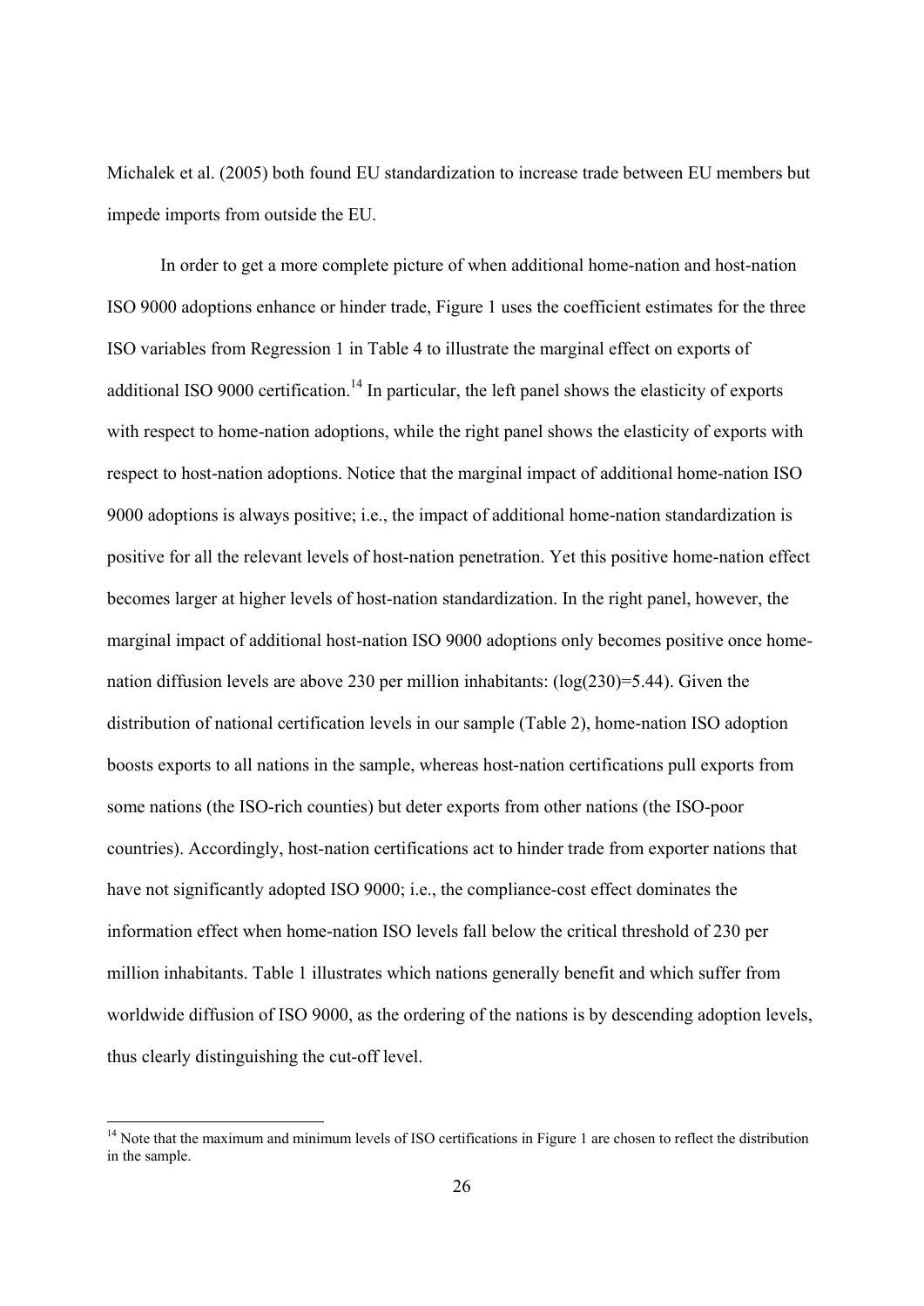Michalek et al. (2005) both found EU standardization to increase trade between EU members but impede imports from outside the EU.

In order to get a more complete picture of when additional home-nation and host-nation ISO 9000 adoptions enhance or hinder trade, Figure 1 uses the coefficient estimates for the three ISO variables from Regression 1 in Table 4 to illustrate the marginal effect on exports of additional ISO 9000 certification.[14] In particular, the left panel shows the elasticity of exports with respect to home-nation adoptions, while the right panel shows the elasticity of exports with respect to host-nation adoptions. Notice that the marginal impact of additional home-nation ISO 9000 adoptions is always positive; i.e., the impact of additional home-nation standardization is positive for all the relevant levels of host-nation penetration. Yet this positive home-nation effect becomes larger at higher levels of host-nation standardization. In the right panel, however, the marginal impact of additional host-nation ISO 9000 adoptions only becomes positive once home-nation diffusion levels are above 230 per million inhabitants: ($\log(230)=5.44$). Given the distribution of national certification levels in our sample (Table 2), home-nation ISO adoption boosts exports to all nations in the sample, whereas host-nation certifications pull exports from some nations (the ISO-rich counties) but deter exports from other nations (the ISO-poor countries). Accordingly, host-nation certifications act to hinder trade from exporter nations that have not significantly adopted ISO 9000; i.e., the compliance-cost effect dominates the information effect when home-nation ISO levels fall below the critical threshold of 230 per million inhabitants. Table 1 illustrates which nations generally benefit and which suffer from worldwide diffusion of ISO 9000, as the ordering of the nations is by descending adoption levels, thus clearly distinguishing the cut-off level.

[14] Note that the maximum and minimum levels of ISO certifications in Figure 1 are chosen to reflect the distribution in the sample.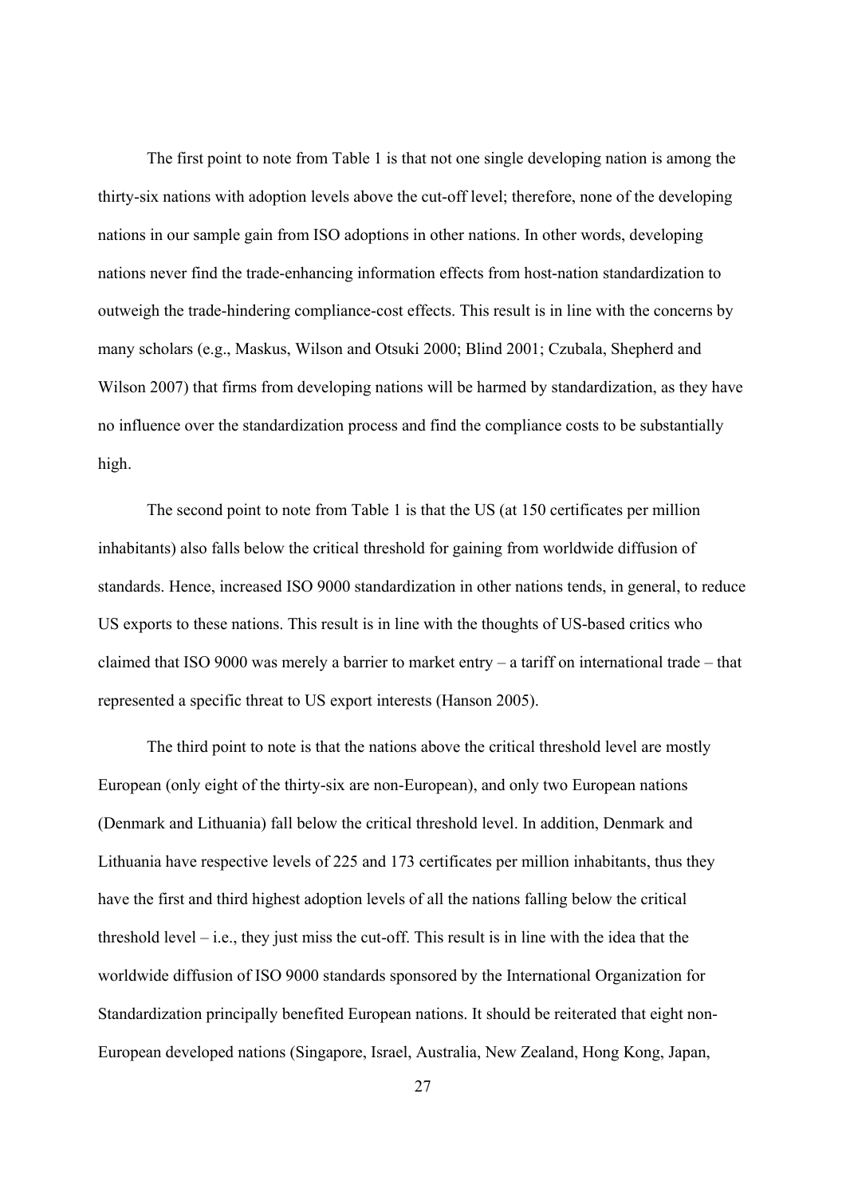The first point to note from Table 1 is that not one single developing nation is among the thirty-six nations with adoption levels above the cut-off level; therefore, none of the developing nations in our sample gain from ISO adoptions in other nations. In other words, developing nations never find the trade-enhancing information effects from host-nation standardization to outweigh the trade-hindering compliance-cost effects. This result is in line with the concerns by many scholars (e.g., Maskus, Wilson and Otsuki 2000; Blind 2001; Czubala, Shepherd and Wilson 2007) that firms from developing nations will be harmed by standardization, as they have no influence over the standardization process and find the compliance costs to be substantially high.

The second point to note from Table 1 is that the US (at 150 certificates per million inhabitants) also falls below the critical threshold for gaining from worldwide diffusion of standards. Hence, increased ISO 9000 standardization in other nations tends, in general, to reduce US exports to these nations. This result is in line with the thoughts of US-based critics who claimed that ISO 9000 was merely a barrier to market entry – a tariff on international trade – that represented a specific threat to US export interests (Hanson 2005).

The third point to note is that the nations above the critical threshold level are mostly European (only eight of the thirty-six are non-European), and only two European nations (Denmark and Lithuania) fall below the critical threshold level. In addition, Denmark and Lithuania have respective levels of 225 and 173 certificates per million inhabitants, thus they have the first and third highest adoption levels of all the nations falling below the critical threshold level – i.e., they just miss the cut-off. This result is in line with the idea that the worldwide diffusion of ISO 9000 standards sponsored by the International Organization for Standardization principally benefited European nations. It should be reiterated that eight non-European developed nations (Singapore, Israel, Australia, New Zealand, Hong Kong, Japan,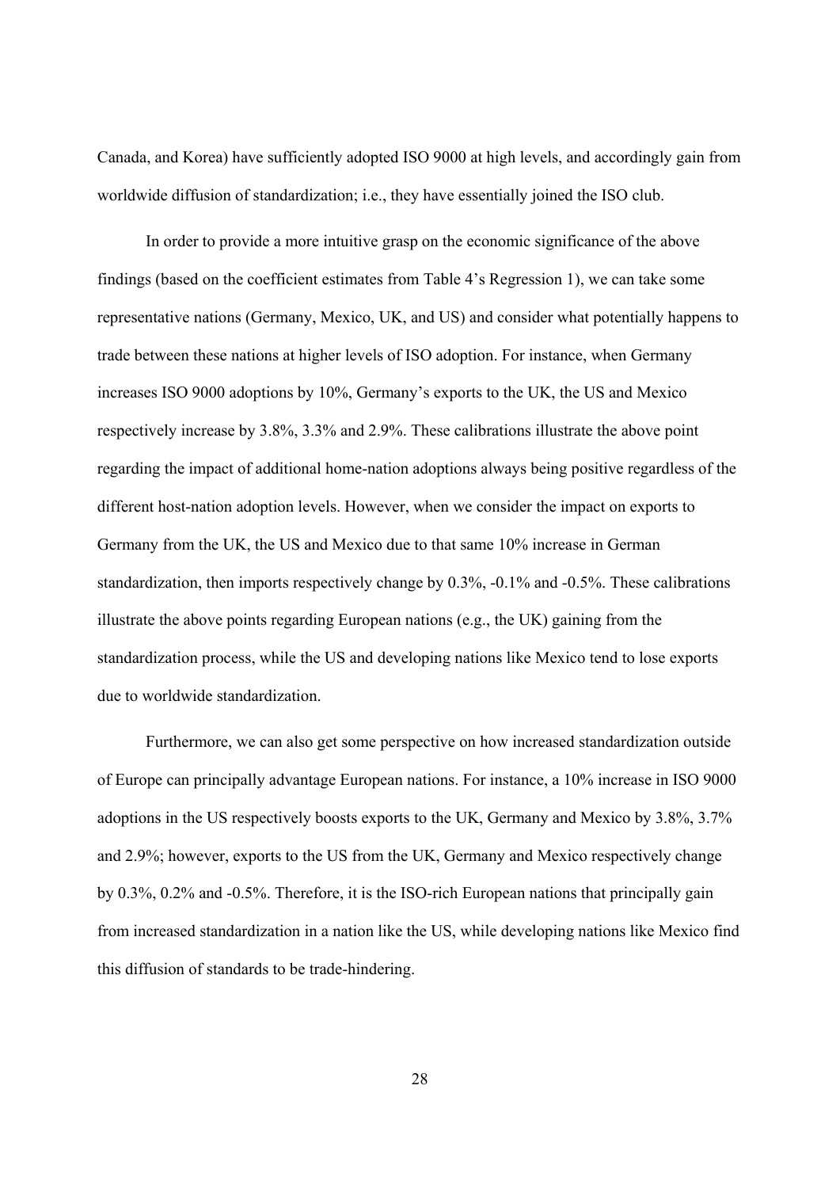Canada, and Korea) have sufficiently adopted ISO 9000 at high levels, and accordingly gain from worldwide diffusion of standardization; i.e., they have essentially joined the ISO club.

In order to provide a more intuitive grasp on the economic significance of the above findings (based on the coefficient estimates from Table 4's Regression 1), we can take some representative nations (Germany, Mexico, UK, and US) and consider what potentially happens to trade between these nations at higher levels of ISO adoption. For instance, when Germany increases ISO 9000 adoptions by 10%, Germany's exports to the UK, the US and Mexico respectively increase by 3.8%, 3.3% and 2.9%. These calibrations illustrate the above point regarding the impact of additional home-nation adoptions always being positive regardless of the different host-nation adoption levels. However, when we consider the impact on exports to Germany from the UK, the US and Mexico due to that same 10% increase in German standardization, then imports respectively change by 0.3%, -0.1% and -0.5%. These calibrations illustrate the above points regarding European nations (e.g., the UK) gaining from the standardization process, while the US and developing nations like Mexico tend to lose exports due to worldwide standardization.

Furthermore, we can also get some perspective on how increased standardization outside of Europe can principally advantage European nations. For instance, a 10% increase in ISO 9000 adoptions in the US respectively boosts exports to the UK, Germany and Mexico by 3.8%, 3.7% and 2.9%; however, exports to the US from the UK, Germany and Mexico respectively change by 0.3%, 0.2% and -0.5%. Therefore, it is the ISO-rich European nations that principally gain from increased standardization in a nation like the US, while developing nations like Mexico find this diffusion of standards to be trade-hindering.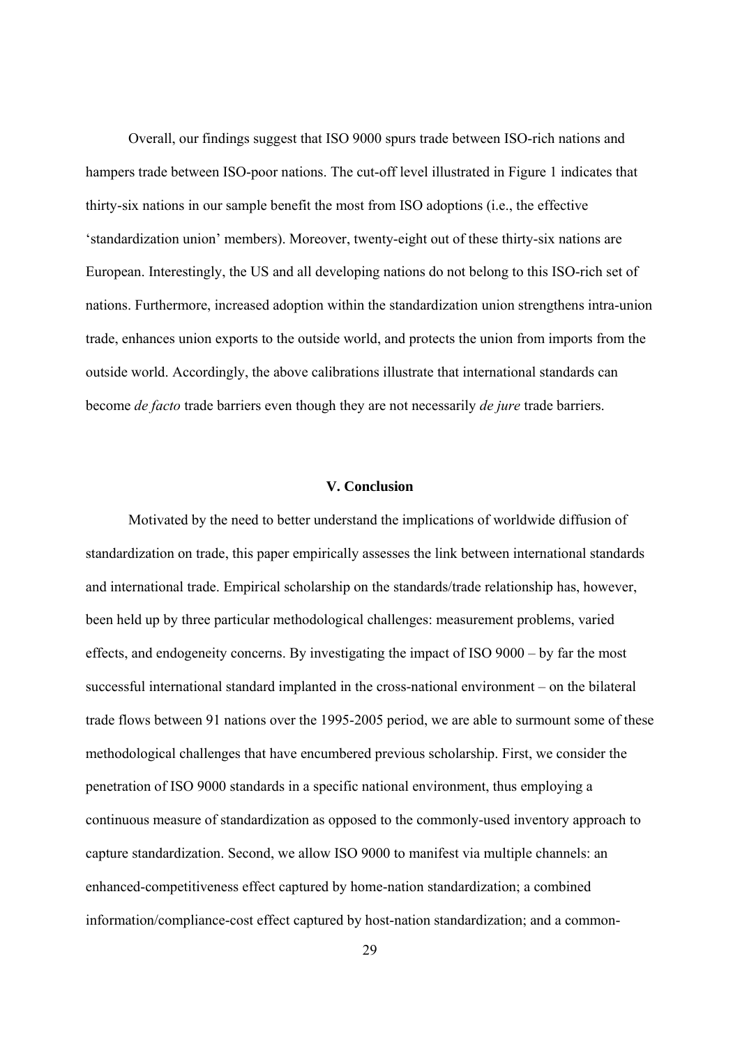Overall, our findings suggest that ISO 9000 spurs trade between ISO-rich nations and hampers trade between ISO-poor nations. The cut-off level illustrated in Figure 1 indicates that thirty-six nations in our sample benefit the most from ISO adoptions (i.e., the effective 'standardization union' members). Moreover, twenty-eight out of these thirty-six nations are European. Interestingly, the US and all developing nations do not belong to this ISO-rich set of nations. Furthermore, increased adoption within the standardization union strengthens intra-union trade, enhances union exports to the outside world, and protects the union from imports from the outside world. Accordingly, the above calibrations illustrate that international standards can become *de facto* trade barriers even though they are not necessarily *de jure* trade barriers.

## V. Conclusion

Motivated by the need to better understand the implications of worldwide diffusion of standardization on trade, this paper empirically assesses the link between international standards and international trade. Empirical scholarship on the standards/trade relationship has, however, been held up by three particular methodological challenges: measurement problems, varied effects, and endogeneity concerns. By investigating the impact of ISO 9000 – by far the most successful international standard implanted in the cross-national environment – on the bilateral trade flows between 91 nations over the 1995-2005 period, we are able to surmount some of these methodological challenges that have encumbered previous scholarship. First, we consider the penetration of ISO 9000 standards in a specific national environment, thus employing a continuous measure of standardization as opposed to the commonly-used inventory approach to capture standardization. Second, we allow ISO 9000 to manifest via multiple channels: an enhanced-competitiveness effect captured by home-nation standardization; a combined information/compliance-cost effect captured by host-nation standardization; and a common-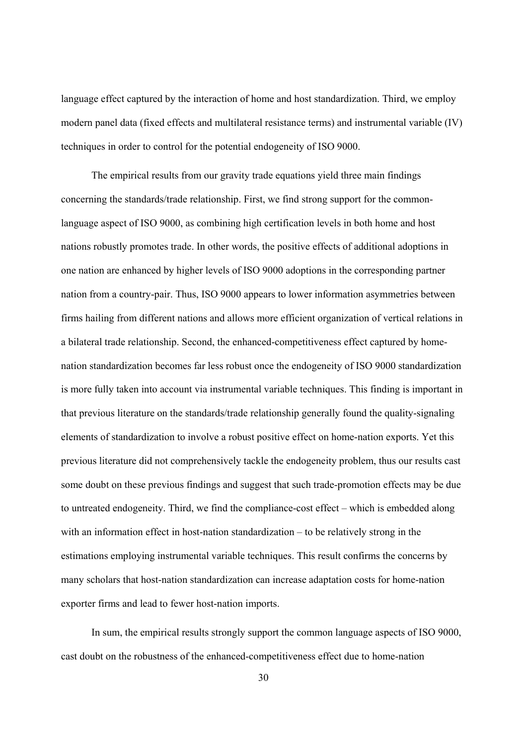language effect captured by the interaction of home and host standardization. Third, we employ modern panel data (fixed effects and multilateral resistance terms) and instrumental variable (IV) techniques in order to control for the potential endogeneity of ISO 9000.

The empirical results from our gravity trade equations yield three main findings concerning the standards/trade relationship. First, we find strong support for the common-language aspect of ISO 9000, as combining high certification levels in both home and host nations robustly promotes trade. In other words, the positive effects of additional adoptions in one nation are enhanced by higher levels of ISO 9000 adoptions in the corresponding partner nation from a country-pair. Thus, ISO 9000 appears to lower information asymmetries between firms hailing from different nations and allows more efficient organization of vertical relations in a bilateral trade relationship. Second, the enhanced-competitiveness effect captured by home-nation standardization becomes far less robust once the endogeneity of ISO 9000 standardization is more fully taken into account via instrumental variable techniques. This finding is important in that previous literature on the standards/trade relationship generally found the quality-signaling elements of standardization to involve a robust positive effect on home-nation exports. Yet this previous literature did not comprehensively tackle the endogeneity problem, thus our results cast some doubt on these previous findings and suggest that such trade-promotion effects may be due to untreated endogeneity. Third, we find the compliance-cost effect – which is embedded along with an information effect in host-nation standardization – to be relatively strong in the estimations employing instrumental variable techniques. This result confirms the concerns by many scholars that host-nation standardization can increase adaptation costs for home-nation exporter firms and lead to fewer host-nation imports.

In sum, the empirical results strongly support the common language aspects of ISO 9000, cast doubt on the robustness of the enhanced-competitiveness effect due to home-nation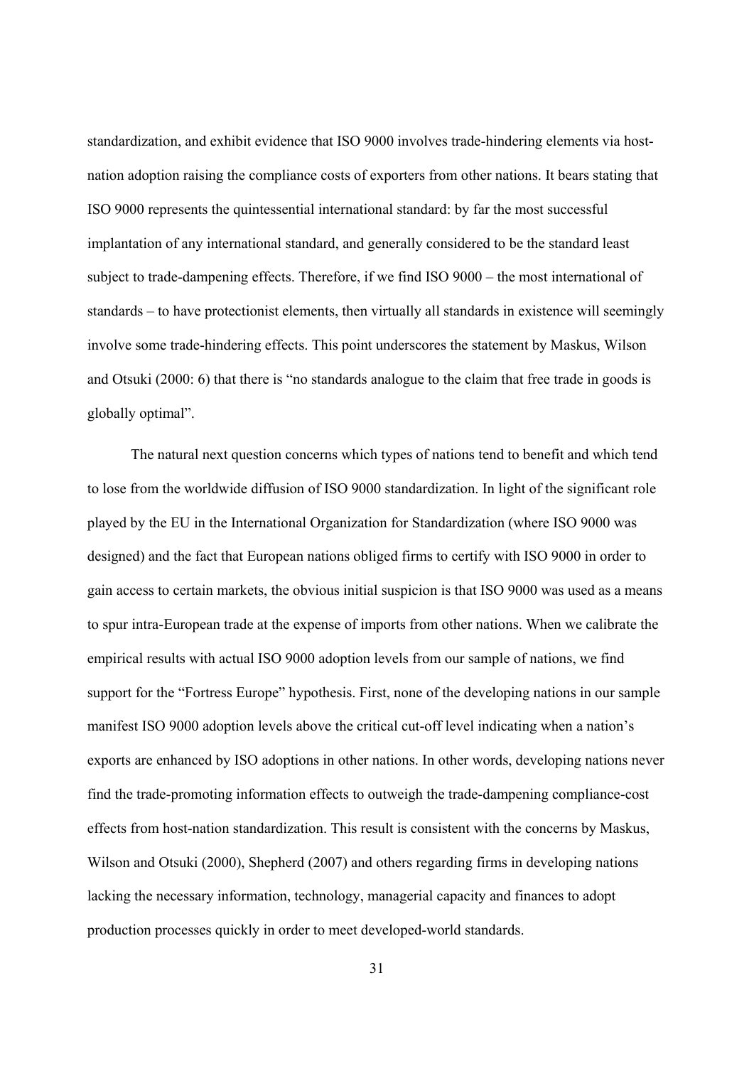standardization, and exhibit evidence that ISO 9000 involves trade-hindering elements via host-nation adoption raising the compliance costs of exporters from other nations. It bears stating that ISO 9000 represents the quintessential international standard: by far the most successful implantation of any international standard, and generally considered to be the standard least subject to trade-dampening effects. Therefore, if we find ISO 9000 – the most international of standards – to have protectionist elements, then virtually all standards in existence will seemingly involve some trade-hindering effects. This point underscores the statement by Maskus, Wilson and Otsuki (2000: 6) that there is "no standards analogue to the claim that free trade in goods is globally optimal".

The natural next question concerns which types of nations tend to benefit and which tend to lose from the worldwide diffusion of ISO 9000 standardization. In light of the significant role played by the EU in the International Organization for Standardization (where ISO 9000 was designed) and the fact that European nations obliged firms to certify with ISO 9000 in order to gain access to certain markets, the obvious initial suspicion is that ISO 9000 was used as a means to spur intra-European trade at the expense of imports from other nations. When we calibrate the empirical results with actual ISO 9000 adoption levels from our sample of nations, we find support for the "Fortress Europe" hypothesis. First, none of the developing nations in our sample manifest ISO 9000 adoption levels above the critical cut-off level indicating when a nation's exports are enhanced by ISO adoptions in other nations. In other words, developing nations never find the trade-promoting information effects to outweigh the trade-dampening compliance-cost effects from host-nation standardization. This result is consistent with the concerns by Maskus, Wilson and Otsuki (2000), Shepherd (2007) and others regarding firms in developing nations lacking the necessary information, technology, managerial capacity and finances to adopt production processes quickly in order to meet developed-world standards.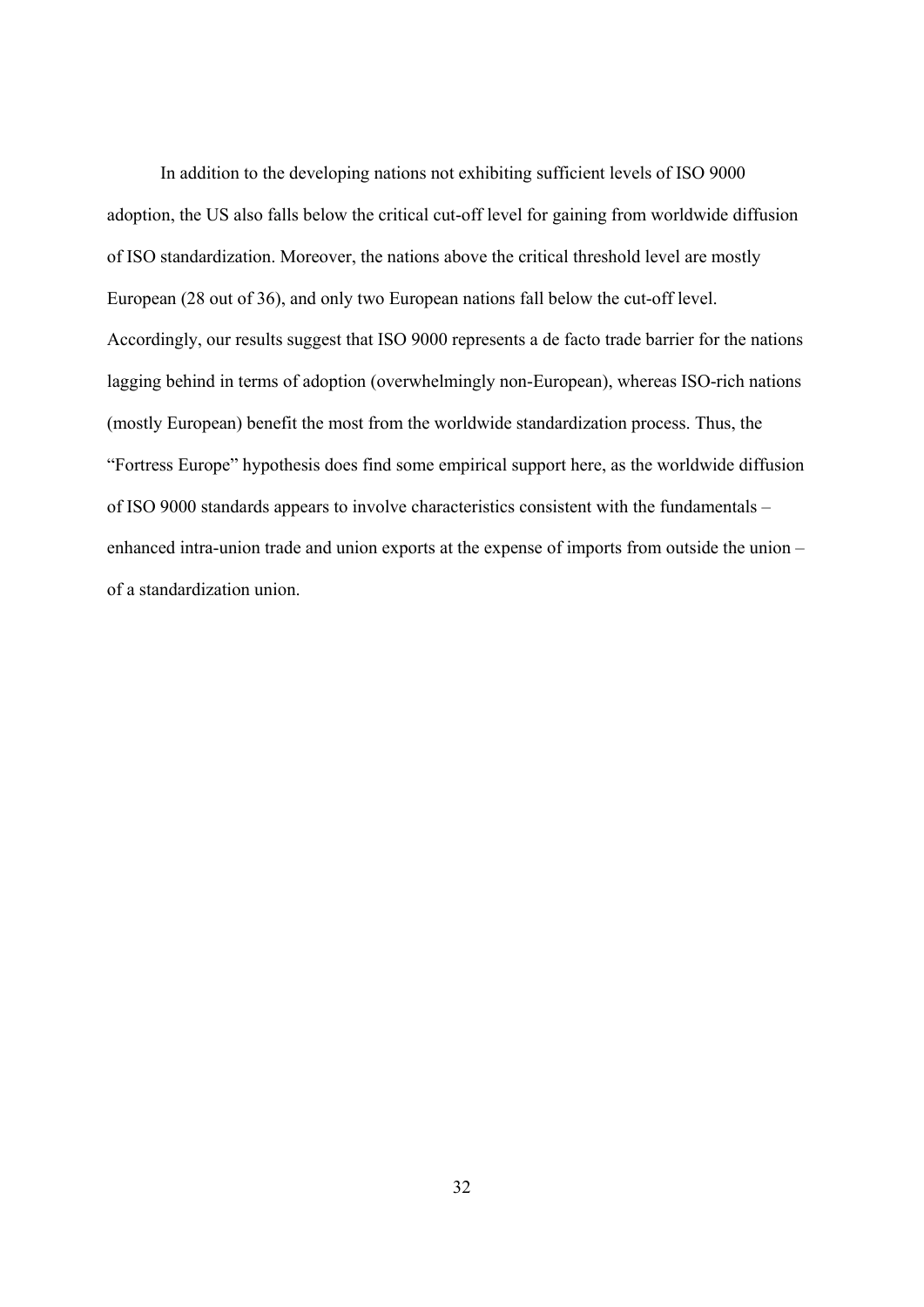In addition to the developing nations not exhibiting sufficient levels of ISO 9000 adoption, the US also falls below the critical cut-off level for gaining from worldwide diffusion of ISO standardization. Moreover, the nations above the critical threshold level are mostly European (28 out of 36), and only two European nations fall below the cut-off level. Accordingly, our results suggest that ISO 9000 represents a de facto trade barrier for the nations lagging behind in terms of adoption (overwhelmingly non-European), whereas ISO-rich nations (mostly European) benefit the most from the worldwide standardization process. Thus, the "Fortress Europe" hypothesis does find some empirical support here, as the worldwide diffusion of ISO 9000 standards appears to involve characteristics consistent with the fundamentals – enhanced intra-union trade and union exports at the expense of imports from outside the union – of a standardization union.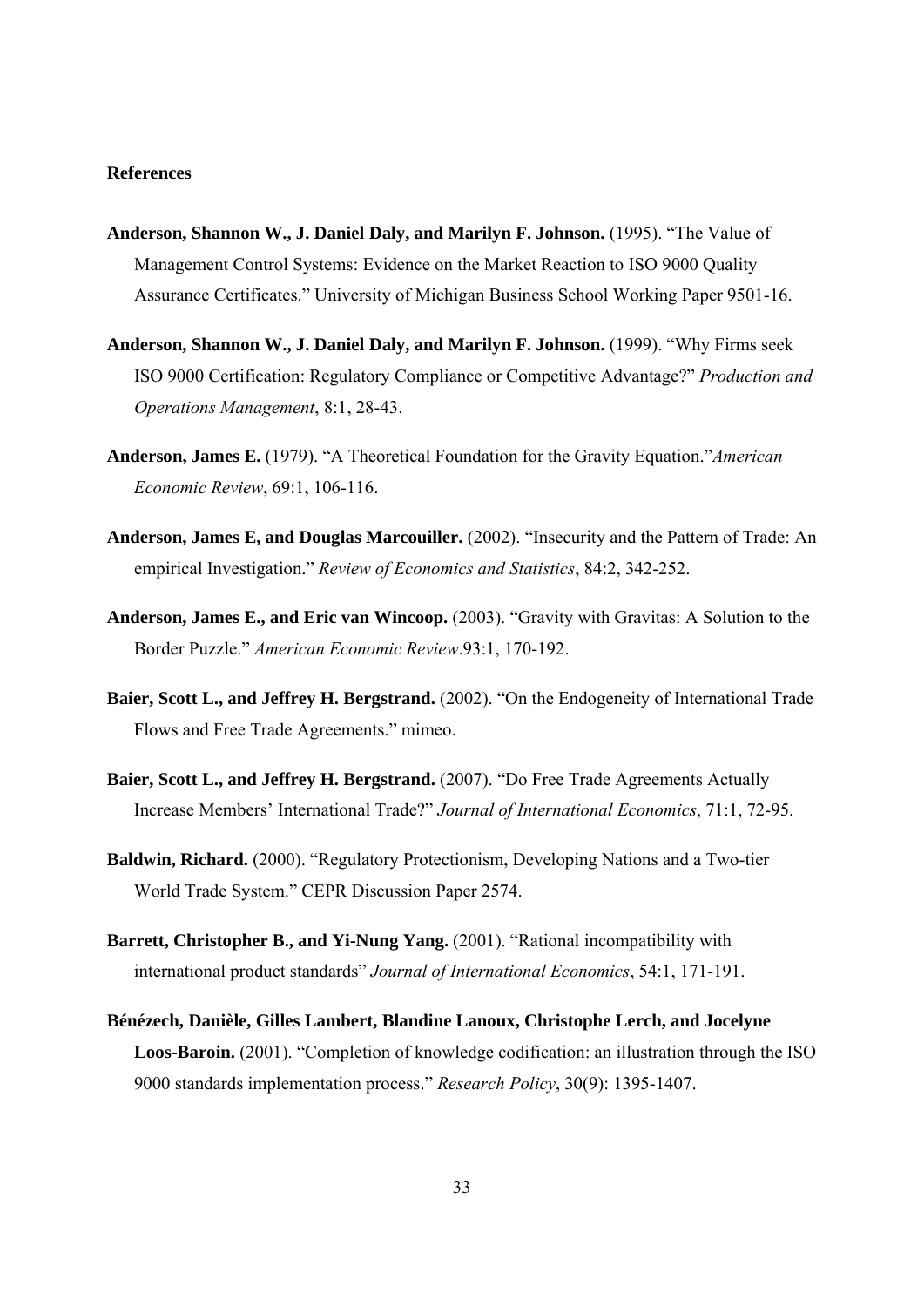**References**

**Anderson, Shannon W., J. Daniel Daly, and Marilyn F. Johnson.** (1995). "The Value of Management Control Systems: Evidence on the Market Reaction to ISO 9000 Quality Assurance Certificates." University of Michigan Business School Working Paper 9501-16.

**Anderson, Shannon W., J. Daniel Daly, and Marilyn F. Johnson.** (1999). "Why Firms seek ISO 9000 Certification: Regulatory Compliance or Competitive Advantage?" *Production and Operations Management*, 8:1, 28-43.

**Anderson, James E.** (1979). "A Theoretical Foundation for the Gravity Equation."*American Economic Review*, 69:1, 106-116.

**Anderson, James E, and Douglas Marcouiller.** (2002). "Insecurity and the Pattern of Trade: An empirical Investigation." *Review of Economics and Statistics*, 84:2, 342-252.

**Anderson, James E., and Eric van Wincoop.** (2003). "Gravity with Gravitas: A Solution to the Border Puzzle." *American Economic Review*.93:1, 170-192.

**Baier, Scott L., and Jeffrey H. Bergstrand.** (2002). "On the Endogeneity of International Trade Flows and Free Trade Agreements." mimeo.

**Baier, Scott L., and Jeffrey H. Bergstrand.** (2007). "Do Free Trade Agreements Actually Increase Members' International Trade?" *Journal of International Economics*, 71:1, 72-95.

**Baldwin, Richard.** (2000). "Regulatory Protectionism, Developing Nations and a Two-tier World Trade System." CEPR Discussion Paper 2574.

**Barrett, Christopher B., and Yi-Nung Yang.** (2001). "Rational incompatibility with international product standards" *Journal of International Economics*, 54:1, 171-191.

**Bénézech, Danièle, Gilles Lambert, Blandine Lanoux, Christophe Lerch, and Jocelyne Loos-Baroin.** (2001). "Completion of knowledge codification: an illustration through the ISO 9000 standards implementation process." *Research Policy*, 30(9): 1395-1407.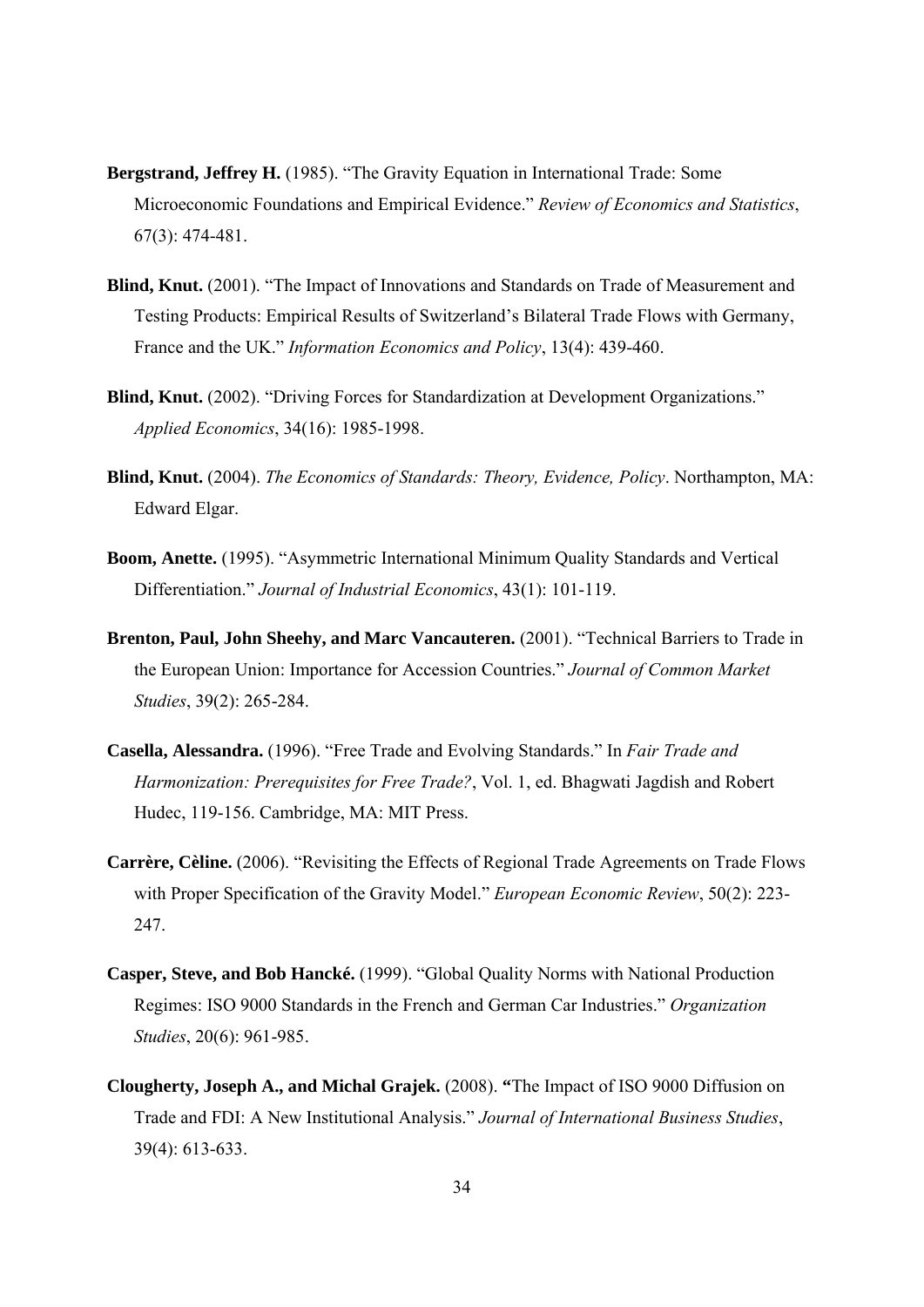**Bergstrand, Jeffrey H.** (1985). "The Gravity Equation in International Trade: Some Microeconomic Foundations and Empirical Evidence." *Review of Economics and Statistics*, 67(3): 474-481.

**Blind, Knut.** (2001). "The Impact of Innovations and Standards on Trade of Measurement and Testing Products: Empirical Results of Switzerland's Bilateral Trade Flows with Germany, France and the UK." *Information Economics and Policy*, 13(4): 439-460.

**Blind, Knut.** (2002). "Driving Forces for Standardization at Development Organizations." *Applied Economics*, 34(16): 1985-1998.

**Blind, Knut.** (2004). *The Economics of Standards: Theory, Evidence, Policy*. Northampton, MA: Edward Elgar.

**Boom, Anette.** (1995). "Asymmetric International Minimum Quality Standards and Vertical Differentiation." *Journal of Industrial Economics*, 43(1): 101-119.

**Brenton, Paul, John Sheehy, and Marc Vancauteren.** (2001). "Technical Barriers to Trade in the European Union: Importance for Accession Countries." *Journal of Common Market Studies*, 39(2): 265-284.

**Casella, Alessandra.** (1996). "Free Trade and Evolving Standards." In *Fair Trade and Harmonization: Prerequisites for Free Trade?*, Vol. 1, ed. Bhagwati Jagdish and Robert Hudec, 119-156. Cambridge, MA: MIT Press.

**Carrère, Cèline.** (2006). "Revisiting the Effects of Regional Trade Agreements on Trade Flows with Proper Specification of the Gravity Model." *European Economic Review*, 50(2): 223-247.

**Casper, Steve, and Bob Hancké.** (1999). "Global Quality Norms with National Production Regimes: ISO 9000 Standards in the French and German Car Industries." *Organization Studies*, 20(6): 961-985.

**Clougherty, Joseph A., and Michal Grajek.** (2008). **"**The Impact of ISO 9000 Diffusion on Trade and FDI: A New Institutional Analysis." *Journal of International Business Studies*, 39(4): 613-633.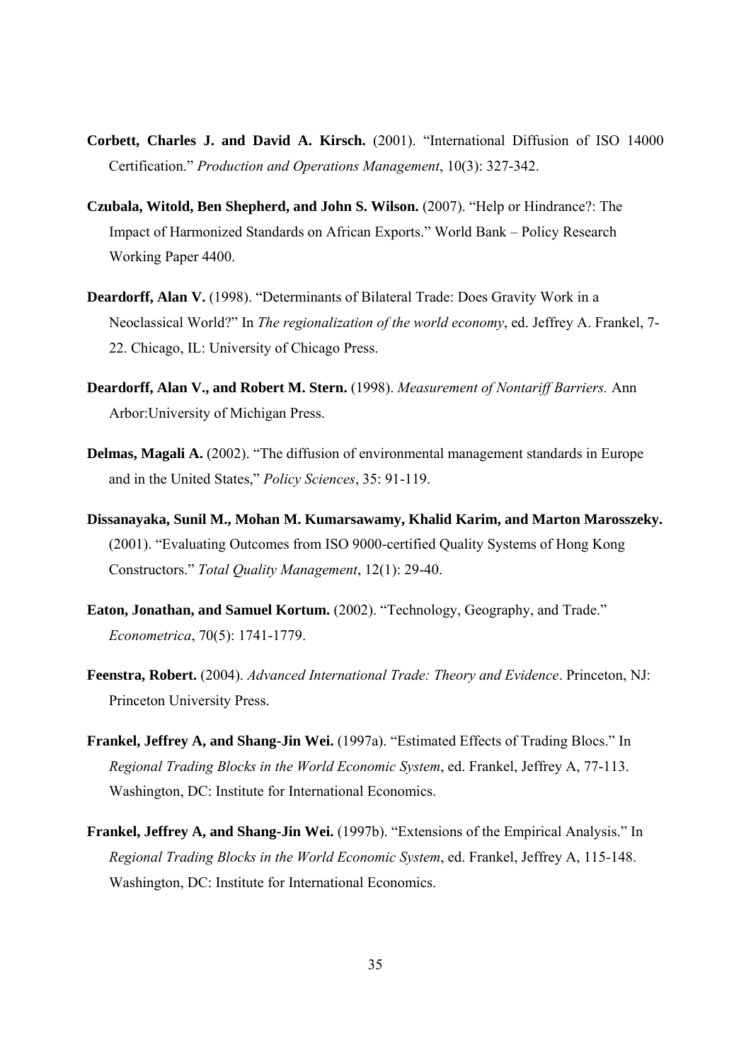**Corbett, Charles J. and David A. Kirsch.** (2001). "International Diffusion of ISO 14000 Certification." *Production and Operations Management*, 10(3): 327-342.

**Czubala, Witold, Ben Shepherd, and John S. Wilson.** (2007). "Help or Hindrance?: The Impact of Harmonized Standards on African Exports." World Bank – Policy Research Working Paper 4400.

**Deardorff, Alan V.** (1998). "Determinants of Bilateral Trade: Does Gravity Work in a Neoclassical World?" In *The regionalization of the world economy*, ed. Jeffrey A. Frankel, 7-22. Chicago, IL: University of Chicago Press.

**Deardorff, Alan V., and Robert M. Stern.** (1998). *Measurement of Nontariff Barriers.* Ann Arbor:University of Michigan Press.

**Delmas, Magali A.** (2002). "The diffusion of environmental management standards in Europe and in the United States," *Policy Sciences*, 35: 91-119.

**Dissanayaka, Sunil M., Mohan M. Kumarsawamy, Khalid Karim, and Marton Marosszeky.** (2001). "Evaluating Outcomes from ISO 9000-certified Quality Systems of Hong Kong Constructors." *Total Quality Management*, 12(1): 29-40.

**Eaton, Jonathan, and Samuel Kortum.** (2002). "Technology, Geography, and Trade." *Econometrica*, 70(5): 1741-1779.

**Feenstra, Robert.** (2004). *Advanced International Trade: Theory and Evidence*. Princeton, NJ: Princeton University Press.

**Frankel, Jeffrey A, and Shang-Jin Wei.** (1997a). "Estimated Effects of Trading Blocs." In *Regional Trading Blocks in the World Economic System*, ed. Frankel, Jeffrey A, 77-113. Washington, DC: Institute for International Economics.

**Frankel, Jeffrey A, and Shang-Jin Wei.** (1997b). "Extensions of the Empirical Analysis." In *Regional Trading Blocks in the World Economic System*, ed. Frankel, Jeffrey A, 115-148. Washington, DC: Institute for International Economics.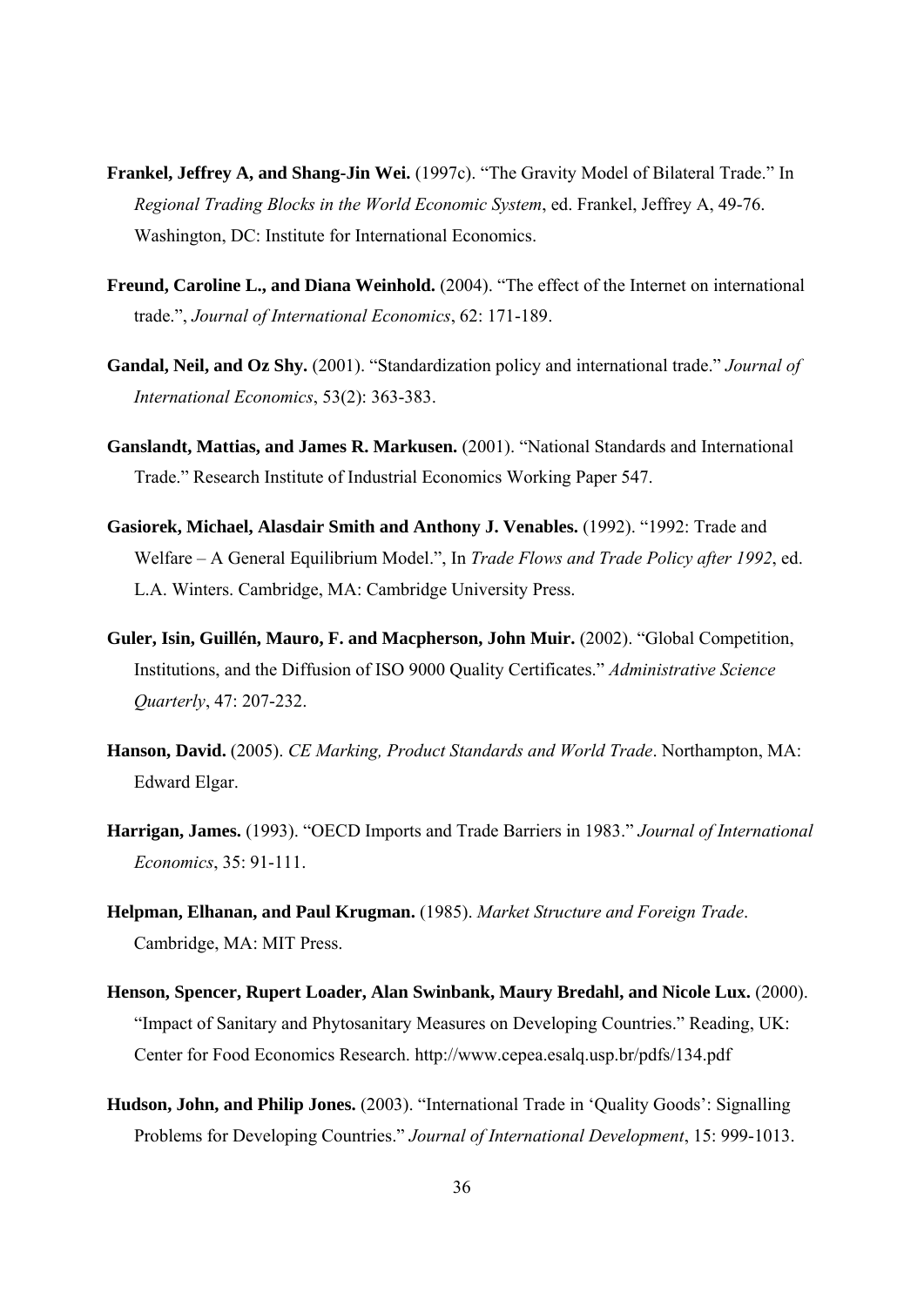**Frankel, Jeffrey A, and Shang-Jin Wei.** (1997c). "The Gravity Model of Bilateral Trade." In *Regional Trading Blocks in the World Economic System*, ed. Frankel, Jeffrey A, 49-76. Washington, DC: Institute for International Economics.

**Freund, Caroline L., and Diana Weinhold.** (2004). "The effect of the Internet on international trade.", *Journal of International Economics*, 62: 171-189.

**Gandal, Neil, and Oz Shy.** (2001). "Standardization policy and international trade." *Journal of International Economics*, 53(2): 363-383.

**Ganslandt, Mattias, and James R. Markusen.** (2001). "National Standards and International Trade." Research Institute of Industrial Economics Working Paper 547.

**Gasiorek, Michael, Alasdair Smith and Anthony J. Venables.** (1992). "1992: Trade and Welfare – A General Equilibrium Model.", In *Trade Flows and Trade Policy after 1992*, ed. L.A. Winters. Cambridge, MA: Cambridge University Press.

**Guler, Isin, Guillén, Mauro, F. and Macpherson, John Muir.** (2002). "Global Competition, Institutions, and the Diffusion of ISO 9000 Quality Certificates." *Administrative Science Quarterly*, 47: 207-232.

**Hanson, David.** (2005). *CE Marking, Product Standards and World Trade*. Northampton, MA: Edward Elgar.

**Harrigan, James.** (1993). "OECD Imports and Trade Barriers in 1983." *Journal of International Economics*, 35: 91-111.

**Helpman, Elhanan, and Paul Krugman.** (1985). *Market Structure and Foreign Trade*. Cambridge, MA: MIT Press.

**Henson, Spencer, Rupert Loader, Alan Swinbank, Maury Bredahl, and Nicole Lux.** (2000). "Impact of Sanitary and Phytosanitary Measures on Developing Countries." Reading, UK: Center for Food Economics Research. http://www.cepea.esalq.usp.br/pdfs/134.pdf

**Hudson, John, and Philip Jones.** (2003). "International Trade in 'Quality Goods': Signalling Problems for Developing Countries." *Journal of International Development*, 15: 999-1013.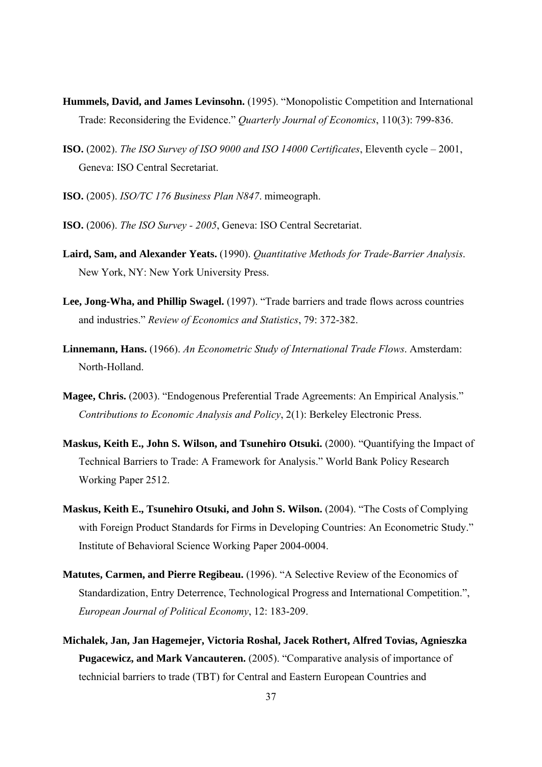**Hummels, David, and James Levinsohn.** (1995). "Monopolistic Competition and International Trade: Reconsidering the Evidence." *Quarterly Journal of Economics*, 110(3): 799-836.

**ISO.** (2002). *The ISO Survey of ISO 9000 and ISO 14000 Certificates*, Eleventh cycle – 2001, Geneva: ISO Central Secretariat.

**ISO.** (2005). *ISO/TC 176 Business Plan N847*. mimeograph.

**ISO.** (2006). *The ISO Survey - 2005*, Geneva: ISO Central Secretariat.

**Laird, Sam, and Alexander Yeats.** (1990). *Quantitative Methods for Trade-Barrier Analysis*. New York, NY: New York University Press.

**Lee, Jong-Wha, and Phillip Swagel.** (1997). "Trade barriers and trade flows across countries and industries." *Review of Economics and Statistics*, 79: 372-382.

**Linnemann, Hans.** (1966). *An Econometric Study of International Trade Flows*. Amsterdam: North-Holland.

**Magee, Chris.** (2003). "Endogenous Preferential Trade Agreements: An Empirical Analysis." *Contributions to Economic Analysis and Policy*, 2(1): Berkeley Electronic Press.

**Maskus, Keith E., John S. Wilson, and Tsunehiro Otsuki.** (2000). "Quantifying the Impact of Technical Barriers to Trade: A Framework for Analysis." World Bank Policy Research Working Paper 2512.

**Maskus, Keith E., Tsunehiro Otsuki, and John S. Wilson.** (2004). "The Costs of Complying with Foreign Product Standards for Firms in Developing Countries: An Econometric Study." Institute of Behavioral Science Working Paper 2004-0004.

**Matutes, Carmen, and Pierre Regibeau.** (1996). "A Selective Review of the Economics of Standardization, Entry Deterrence, Technological Progress and International Competition.", *European Journal of Political Economy*, 12: 183-209.

**Michalek, Jan, Jan Hagemejer, Victoria Roshal, Jacek Rothert, Alfred Tovias, Agnieszka Pugacewicz, and Mark Vancauteren.** (2005). "Comparative analysis of importance of technicial barriers to trade (TBT) for Central and Eastern European Countries and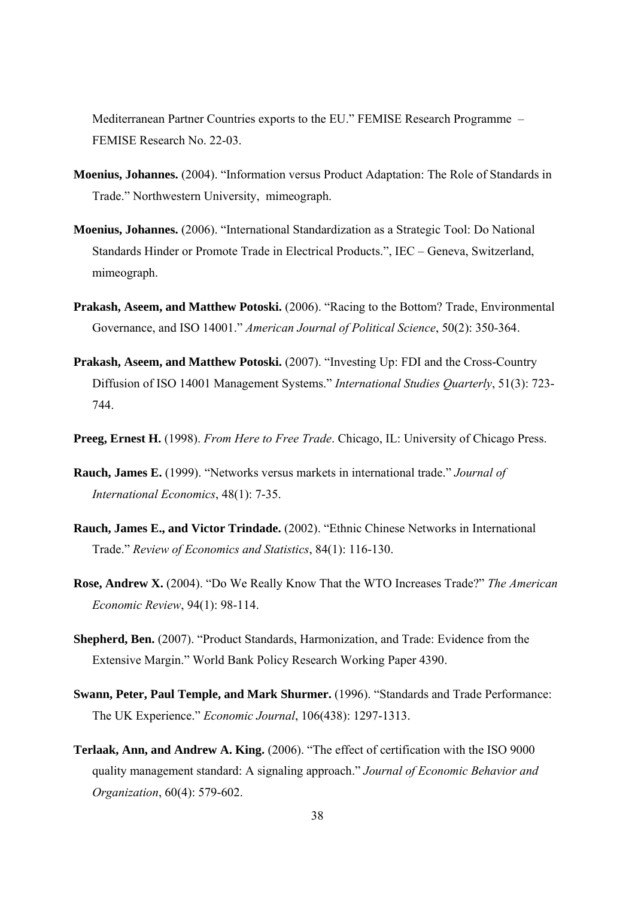Mediterranean Partner Countries exports to the EU." FEMISE Research Programme – FEMISE Research No. 22-03.

**Moenius, Johannes.** (2004). "Information versus Product Adaptation: The Role of Standards in Trade." Northwestern University, mimeograph.

**Moenius, Johannes.** (2006). "International Standardization as a Strategic Tool: Do National Standards Hinder or Promote Trade in Electrical Products.", IEC – Geneva, Switzerland, mimeograph.

**Prakash, Aseem, and Matthew Potoski.** (2006). "Racing to the Bottom? Trade, Environmental Governance, and ISO 14001." *American Journal of Political Science*, 50(2): 350-364.

**Prakash, Aseem, and Matthew Potoski.** (2007). "Investing Up: FDI and the Cross-Country Diffusion of ISO 14001 Management Systems." *International Studies Quarterly*, 51(3): 723-744.

**Preeg, Ernest H.** (1998). *From Here to Free Trade*. Chicago, IL: University of Chicago Press.

**Rauch, James E.** (1999). "Networks versus markets in international trade." *Journal of International Economics*, 48(1): 7-35.

**Rauch, James E., and Victor Trindade.** (2002). "Ethnic Chinese Networks in International Trade." *Review of Economics and Statistics*, 84(1): 116-130.

**Rose, Andrew X.** (2004). "Do We Really Know That the WTO Increases Trade?" *The American Economic Review*, 94(1): 98-114.

**Shepherd, Ben.** (2007). "Product Standards, Harmonization, and Trade: Evidence from the Extensive Margin." World Bank Policy Research Working Paper 4390.

**Swann, Peter, Paul Temple, and Mark Shurmer.** (1996). "Standards and Trade Performance: The UK Experience." *Economic Journal*, 106(438): 1297-1313.

**Terlaak, Ann, and Andrew A. King.** (2006). "The effect of certification with the ISO 9000 quality management standard: A signaling approach." *Journal of Economic Behavior and Organization*, 60(4): 579-602.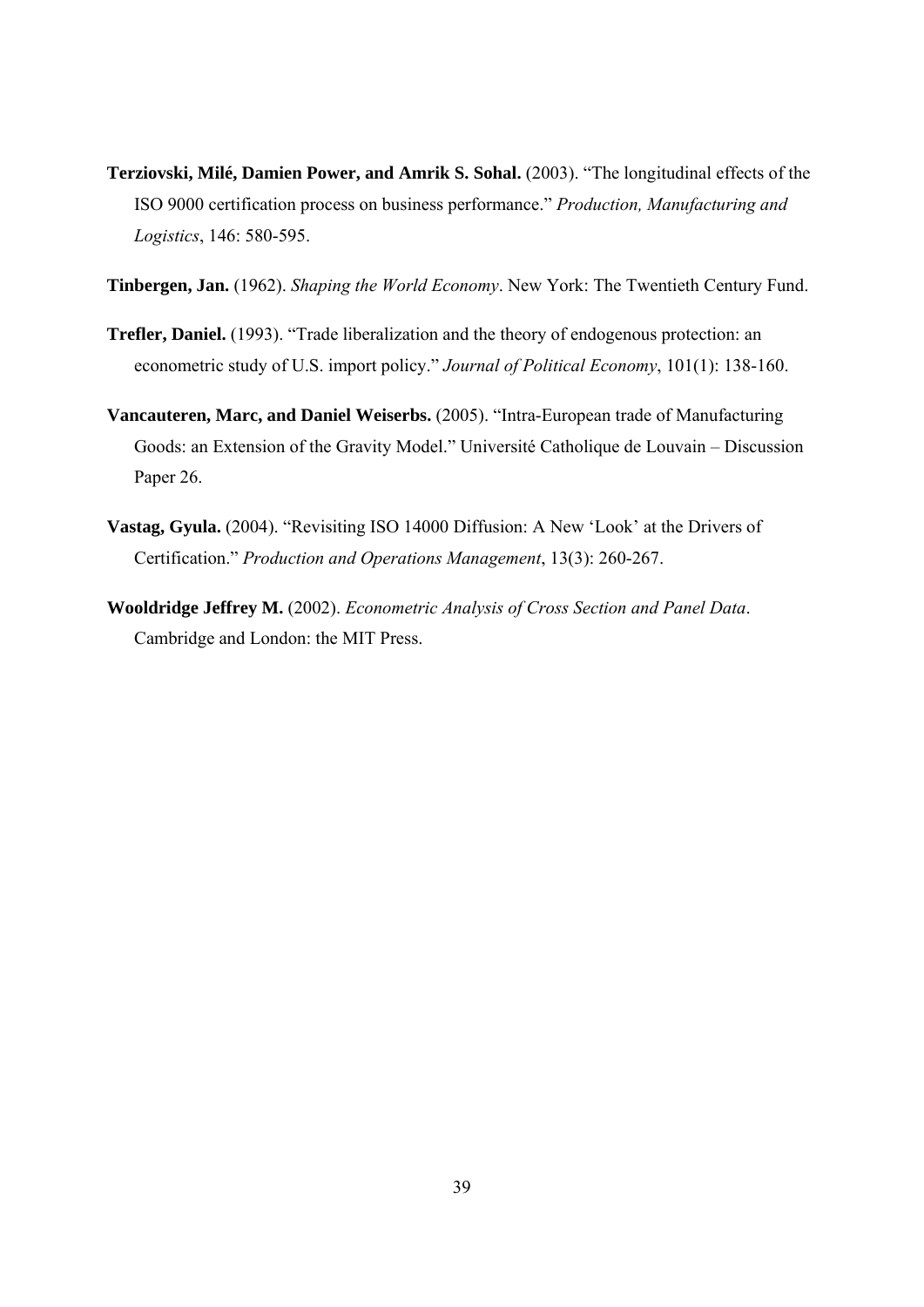**Terziovski, Milé, Damien Power, and Amrik S. Sohal.** (2003). "The longitudinal effects of the ISO 9000 certification process on business performance." *Production, Manufacturing and Logistics*, 146: 580-595.

**Tinbergen, Jan.** (1962). *Shaping the World Economy*. New York: The Twentieth Century Fund.

**Trefler, Daniel.** (1993). "Trade liberalization and the theory of endogenous protection: an econometric study of U.S. import policy." *Journal of Political Economy*, 101(1): 138-160.

**Vancauteren, Marc, and Daniel Weiserbs.** (2005). "Intra-European trade of Manufacturing Goods: an Extension of the Gravity Model." Université Catholique de Louvain – Discussion Paper 26.

**Vastag, Gyula.** (2004). "Revisiting ISO 14000 Diffusion: A New 'Look' at the Drivers of Certification." *Production and Operations Management*, 13(3): 260-267.

**Wooldridge Jeffrey M.** (2002). *Econometric Analysis of Cross Section and Panel Data*. Cambridge and London: the MIT Press.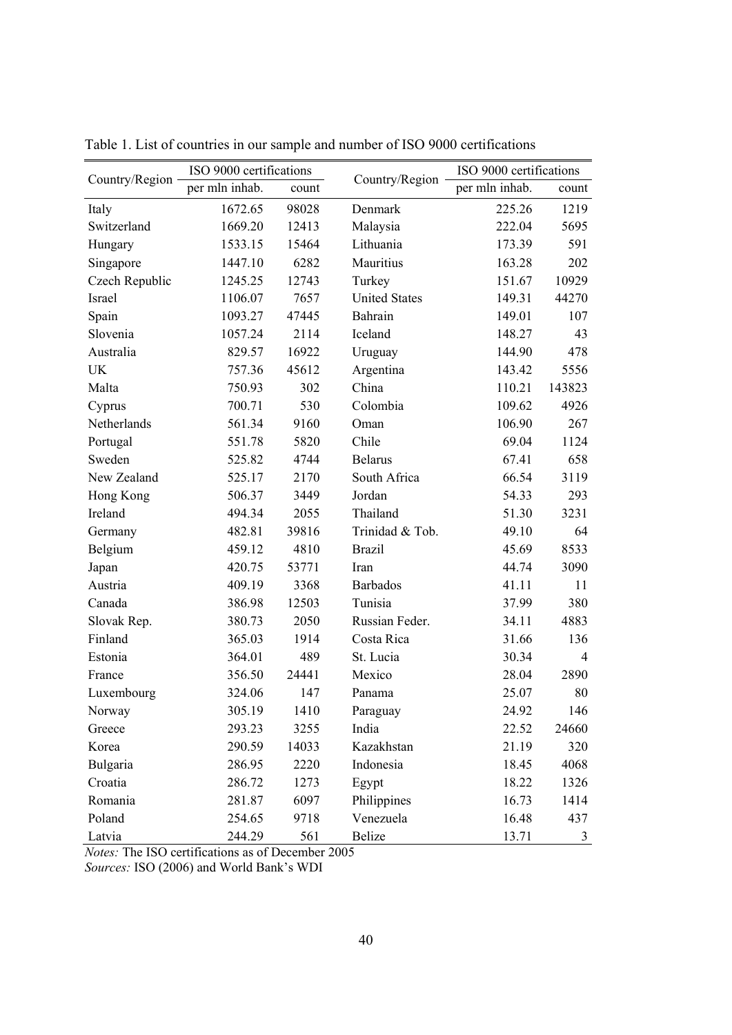Table 1. List of countries in our sample and number of ISO 9000 certifications

| Country/Region | ISO 9000 certifications | | Country/Region | ISO 9000 certifications | |
|---|---|---|---|---|---|
| | per mln inhab. | count | | per mln inhab. | count |
| Italy | 1672.65 | 98028 | Denmark | 225.26 | 1219 |
| Switzerland | 1669.20 | 12413 | Malaysia | 222.04 | 5695 |
| Hungary | 1533.15 | 15464 | Lithuania | 173.39 | 591 |
| Singapore | 1447.10 | 6282 | Mauritius | 163.28 | 202 |
| Czech Republic | 1245.25 | 12743 | Turkey | 151.67 | 10929 |
| Israel | 1106.07 | 7657 | United States | 149.31 | 44270 |
| Spain | 1093.27 | 47445 | Bahrain | 149.01 | 107 |
| Slovenia | 1057.24 | 2114 | Iceland | 148.27 | 43 |
| Australia | 829.57 | 16922 | Uruguay | 144.90 | 478 |
| UK | 757.36 | 45612 | Argentina | 143.42 | 5556 |
| Malta | 750.93 | 302 | China | 110.21 | 143823 |
| Cyprus | 700.71 | 530 | Colombia | 109.62 | 4926 |
| Netherlands | 561.34 | 9160 | Oman | 106.90 | 267 |
| Portugal | 551.78 | 5820 | Chile | 69.04 | 1124 |
| Sweden | 525.82 | 4744 | Belarus | 67.41 | 658 |
| New Zealand | 525.17 | 2170 | South Africa | 66.54 | 3119 |
| Hong Kong | 506.37 | 3449 | Jordan | 54.33 | 293 |
| Ireland | 494.34 | 2055 | Thailand | 51.30 | 3231 |
| Germany | 482.81 | 39816 | Trinidad & Tob. | 49.10 | 64 |
| Belgium | 459.12 | 4810 | Brazil | 45.69 | 8533 |
| Japan | 420.75 | 53771 | Iran | 44.74 | 3090 |
| Austria | 409.19 | 3368 | Barbados | 41.11 | 11 |
| Canada | 386.98 | 12503 | Tunisia | 37.99 | 380 |
| Slovak Rep. | 380.73 | 2050 | Russian Feder. | 34.11 | 4883 |
| Finland | 365.03 | 1914 | Costa Rica | 31.66 | 136 |
| Estonia | 364.01 | 489 | St. Lucia | 30.34 | 4 |
| France | 356.50 | 24441 | Mexico | 28.04 | 2890 |
| Luxembourg | 324.06 | 147 | Panama | 25.07 | 80 |
| Norway | 305.19 | 1410 | Paraguay | 24.92 | 146 |
| Greece | 293.23 | 3255 | India | 22.52 | 24660 |
| Korea | 290.59 | 14033 | Kazakhstan | 21.19 | 320 |
| Bulgaria | 286.95 | 2220 | Indonesia | 18.45 | 4068 |
| Croatia | 286.72 | 1273 | Egypt | 18.22 | 1326 |
| Romania | 281.87 | 6097 | Philippines | 16.73 | 1414 |
| Poland | 254.65 | 9718 | Venezuela | 16.48 | 437 |
| Latvia | 244.29 | 561 | Belize | 13.71 | 3 |

*Notes:* The ISO certifications as of December 2005

*Sources:* ISO (2006) and World Bank's WDI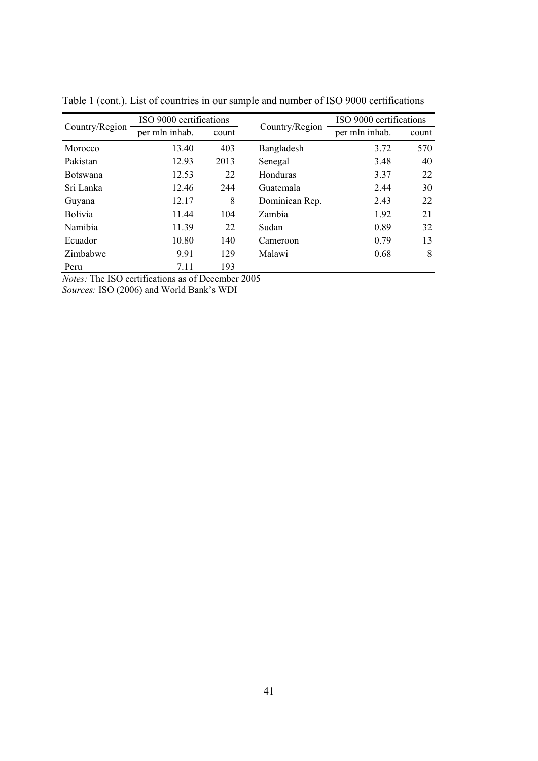Table 1 (cont.). List of countries in our sample and number of ISO 9000 certifications

| Country/Region | ISO 9000 certifications | | Country/Region | ISO 9000 certifications | |
|---|---|---|---|---|---|
| | per mln inhab. | count | | per mln inhab. | count |
| Morocco | 13.40 | 403 | Bangladesh | 3.72 | 570 |
| Pakistan | 12.93 | 2013 | Senegal | 3.48 | 40 |
| Botswana | 12.53 | 22 | Honduras | 3.37 | 22 |
| Sri Lanka | 12.46 | 244 | Guatemala | 2.44 | 30 |
| Guyana | 12.17 | 8 | Dominican Rep. | 2.43 | 22 |
| Bolivia | 11.44 | 104 | Zambia | 1.92 | 21 |
| Namibia | 11.39 | 22 | Sudan | 0.89 | 32 |
| Ecuador | 10.80 | 140 | Cameroon | 0.79 | 13 |
| Zimbabwe | 9.91 | 129 | Malawi | 0.68 | 8 |
| Peru | 7.11 | 193 | | | |

*Notes:* The ISO certifications as of December 2005

*Sources:* ISO (2006) and World Bank's WDI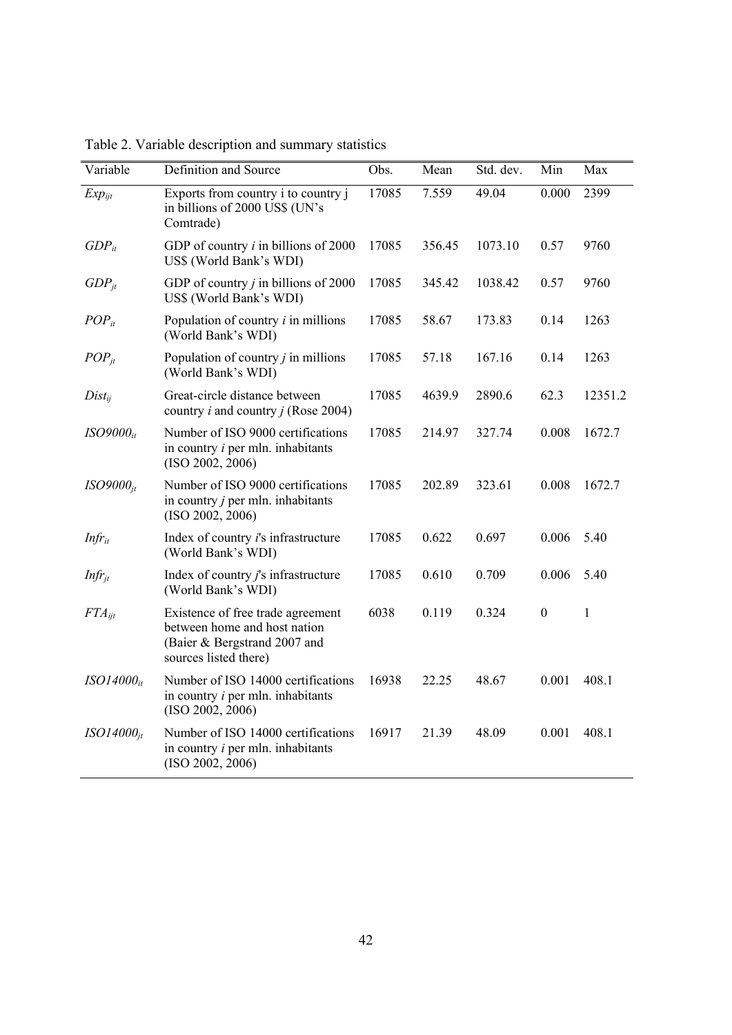Table 2. Variable description and summary statistics

| Variable | Definition and Source | Obs. | Mean | Std. dev. | Min | Max |
|---|---|---|---|---|---|---|
| $Exp_{ijt}$ | Exports from country i to country j in billions of 2000 US$ (UN's Comtrade) | 17085 | 7.559 | 49.04 | 0.000 | 2399 |
| $GDP_{it}$ | GDP of country *i* in billions of 2000 US$ (World Bank's WDI) | 17085 | 356.45 | 1073.10 | 0.57 | 9760 |
| $GDP_{jt}$ | GDP of country *j* in billions of 2000 US$ (World Bank's WDI) | 17085 | 345.42 | 1038.42 | 0.57 | 9760 |
| $POP_{it}$ | Population of country *i* in millions (World Bank's WDI) | 17085 | 58.67 | 173.83 | 0.14 | 1263 |
| $POP_{jt}$ | Population of country *j* in millions (World Bank's WDI) | 17085 | 57.18 | 167.16 | 0.14 | 1263 |
| $Dist_{ij}$ | Great-circle distance between country *i* and country *j* (Rose 2004) | 17085 | 4639.9 | 2890.6 | 62.3 | 12351.2 |
| $ISO9000_{it}$ | Number of ISO 9000 certifications in country *i* per mln. inhabitants (ISO 2002, 2006) | 17085 | 214.97 | 327.74 | 0.008 | 1672.7 |
| $ISO9000_{jt}$ | Number of ISO 9000 certifications in country *j* per mln. inhabitants (ISO 2002, 2006) | 17085 | 202.89 | 323.61 | 0.008 | 1672.7 |
| $Infr_{it}$ | Index of country *i*'s infrastructure (World Bank's WDI) | 17085 | 0.622 | 0.697 | 0.006 | 5.40 |
| $Infr_{jt}$ | Index of country *j*'s infrastructure (World Bank's WDI) | 17085 | 0.610 | 0.709 | 0.006 | 5.40 |
| $FTA_{ijt}$ | Existence of free trade agreement between home and host nation (Baier & Bergstrand 2007 and sources listed there) | 6038 | 0.119 | 0.324 | 0 | 1 |
| $ISO14000_{it}$ | Number of ISO 14000 certifications in country *i* per mln. inhabitants (ISO 2002, 2006) | 16938 | 22.25 | 48.67 | 0.001 | 408.1 |
| $ISO14000_{jt}$ | Number of ISO 14000 certifications in country *i* per mln. inhabitants (ISO 2002, 2006) | 16917 | 21.39 | 48.09 | 0.001 | 408.1 |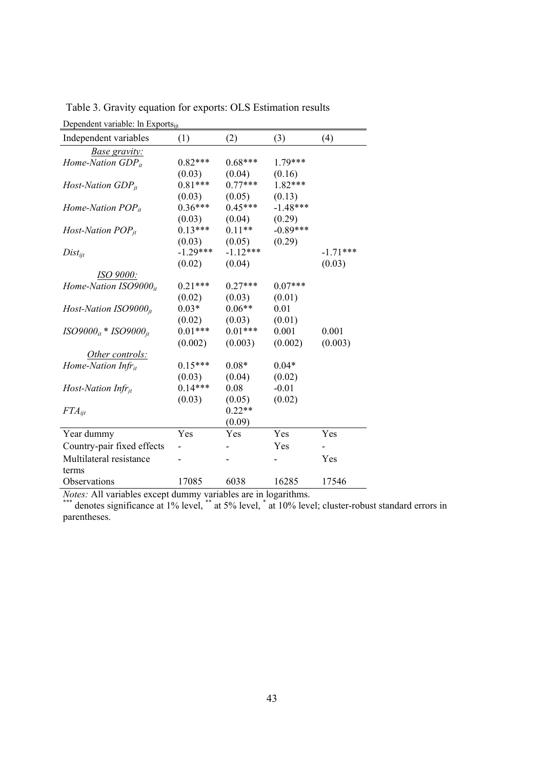Table 3. Gravity equation for exports: OLS Estimation results

Dependent variable: ln $Exports_{ijt}$

| Independent variables | (1) | (2) | (3) | (4) |
|---|---|---|---|---|
| *Base gravity:* | | | | |
| *Home-Nation* $GDP_{it}$ | 0.82*** | 0.68*** | 1.79*** | |
| | (0.03) | (0.04) | (0.16) | |
| *Host-Nation* $GDP_{jt}$ | 0.81*** | 0.77*** | 1.82*** | |
| | (0.03) | (0.05) | (0.13) | |
| *Home-Nation* $POP_{it}$ | 0.36*** | 0.45*** | -1.48*** | |
| | (0.03) | (0.04) | (0.29) | |
| *Host-Nation* $POP_{jt}$ | 0.13*** | 0.11** | -0.89*** | |
| | (0.03) | (0.05) | (0.29) | |
| $Dist_{ijt}$ | -1.29*** | -1.12*** | | -1.71*** |
| | (0.02) | (0.04) | | (0.03) |
| *ISO 9000:* | | | | |
| *Home-Nation* $ISO9000_{it}$ | 0.21*** | 0.27*** | 0.07*** | |
| | (0.02) | (0.03) | (0.01) | |
| *Host-Nation* $ISO9000_{jt}$ | 0.03* | 0.06** | 0.01 | |
| | (0.02) | (0.03) | (0.01) | |
| $ISO9000_{it}$ * $ISO9000_{jt}$ | 0.01*** | 0.01*** | 0.001 | 0.001 |
| | (0.002) | (0.003) | (0.002) | (0.003) |
| *Other controls:* | | | | |
| *Home-Nation* $Infr_{it}$ | 0.15*** | 0.08* | 0.04* | |
| | (0.03) | (0.04) | (0.02) | |
| *Host-Nation* $Infr_{jt}$ | 0.14*** | 0.08 | -0.01 | |
| | (0.03) | (0.05) | (0.02) | |
| $FTA_{ijt}$ | | 0.22** | | |
| | | (0.09) | | |
| Year dummy | Yes | Yes | Yes | Yes |
| Country-pair fixed effects | - | - | Yes | - |
| Multilateral resistance terms | - | - | - | Yes |
| Observations | 17085 | 6038 | 16285 | 17546 |

*Notes:* All variables except dummy variables are in logarithms.
*** denotes significance at 1% level, ** at 5% level, * at 10% level; cluster-robust standard errors in parentheses.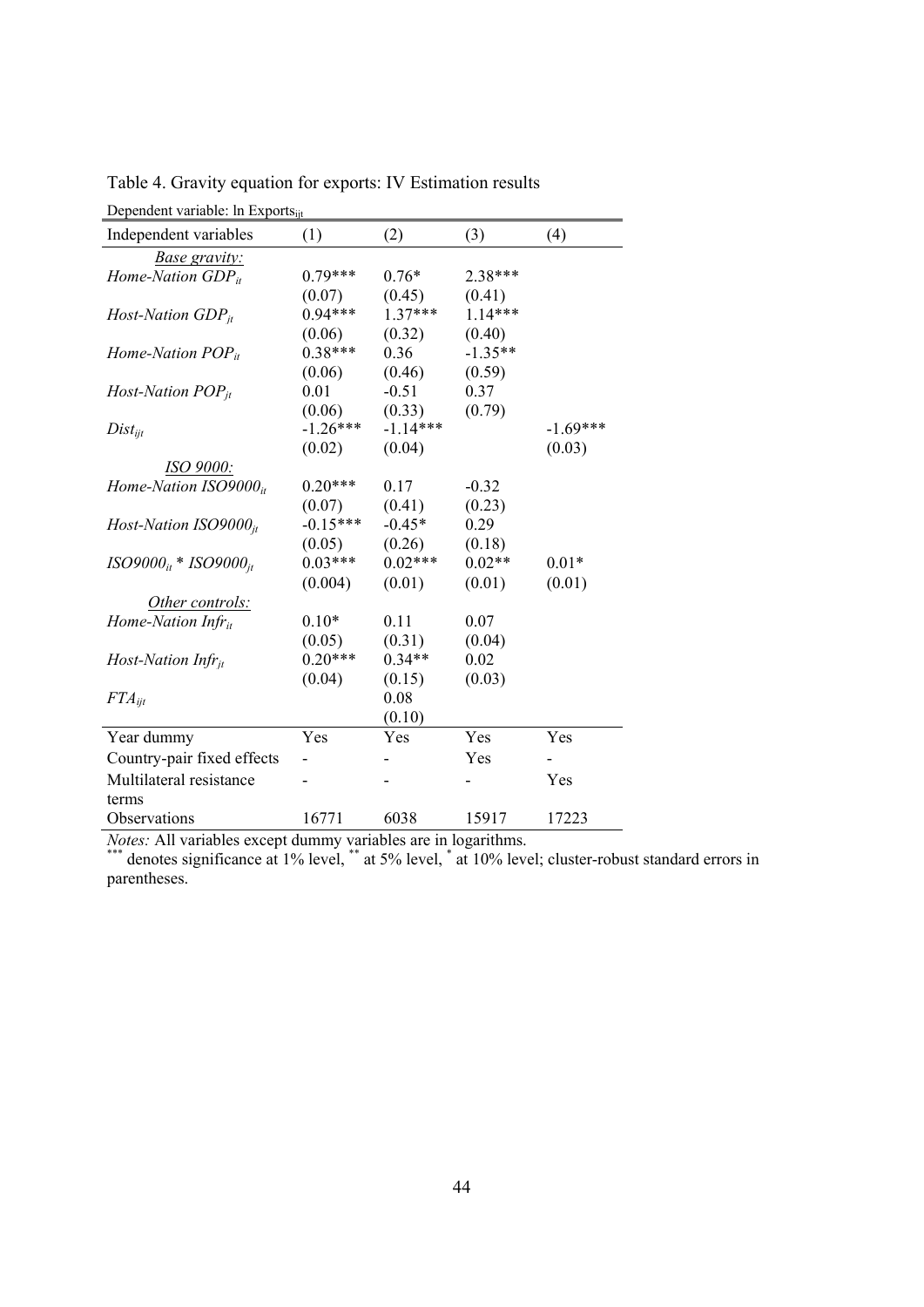Table 4. Gravity equation for exports: IV Estimation results

Dependent variable: ln $Exports_{ijt}$

| Independent variables | (1) | (2) | (3) | (4) |
|---|---|---|---|---|
| *Base gravity:* | | | | |
| *Home-Nation* $GDP_{it}$ | 0.79*** | 0.76* | 2.38*** | |
| | (0.07) | (0.45) | (0.41) | |
| *Host-Nation* $GDP_{jt}$ | 0.94*** | 1.37*** | 1.14*** | |
| | (0.06) | (0.32) | (0.40) | |
| *Home-Nation* $POP_{it}$ | 0.38*** | 0.36 | -1.35** | |
| | (0.06) | (0.46) | (0.59) | |
| *Host-Nation* $POP_{jt}$ | 0.01 | -0.51 | 0.37 | |
| | (0.06) | (0.33) | (0.79) | |
| $Dist_{ijt}$ | -1.26*** | -1.14*** | | -1.69*** |
| | (0.02) | (0.04) | | (0.03) |
| *ISO 9000:* | | | | |
| *Home-Nation* $ISO9000_{it}$ | 0.20*** | 0.17 | -0.32 | |
| | (0.07) | (0.41) | (0.23) | |
| *Host-Nation* $ISO9000_{jt}$ | -0.15*** | -0.45* | 0.29 | |
| | (0.05) | (0.26) | (0.18) | |
| $ISO9000_{it}$ * $ISO9000_{jt}$ | 0.03*** | 0.02*** | 0.02** | 0.01* |
| | (0.004) | (0.01) | (0.01) | (0.01) |
| *Other controls:* | | | | |
| *Home-Nation* $Infr_{it}$ | 0.10* | 0.11 | 0.07 | |
| | (0.05) | (0.31) | (0.04) | |
| *Host-Nation* $Infr_{jt}$ | 0.20*** | 0.34** | 0.02 | |
| | (0.04) | (0.15) | (0.03) | |
| $FTA_{ijt}$ | | 0.08 | | |
| | | (0.10) | | |
| Year dummy | Yes | Yes | Yes | Yes |
| Country-pair fixed effects | - | - | Yes | - |
| Multilateral resistance terms | - | - | - | Yes |
| Observations | 16771 | 6038 | 15917 | 17223 |

*Notes:* All variables except dummy variables are in logarithms.
*** denotes significance at 1% level, ** at 5% level, * at 10% level; cluster-robust standard errors in parentheses.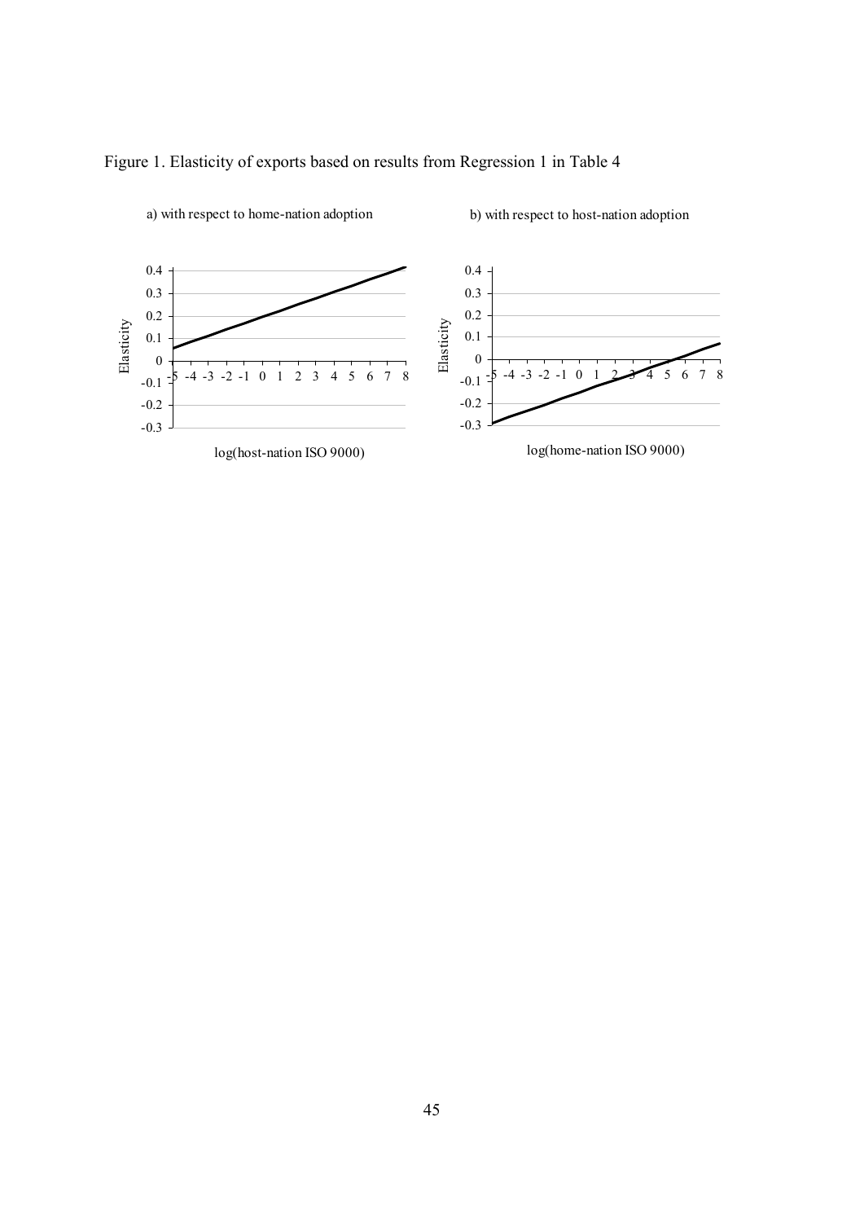Figure 1. Elasticity of exports based on results from Regression 1 in Table 4

a) with respect to home-nation adoption

Elasticity

0.4
0.3
0.2
0.1
0
-0.1
-0.2
-0.3

-5 -4 -3 -2 -1 0 1 2 3 4 5 6 7 8

log(host-nation ISO 9000)

b) with respect to host-nation adoption

Elasticity

0.4
0.3
0.2
0.1
0
-0.1
-0.2
-0.3

-5 -4 -3 -2 -1 0 1 2 3 4 5 6 7 8

log(home-nation ISO 9000)